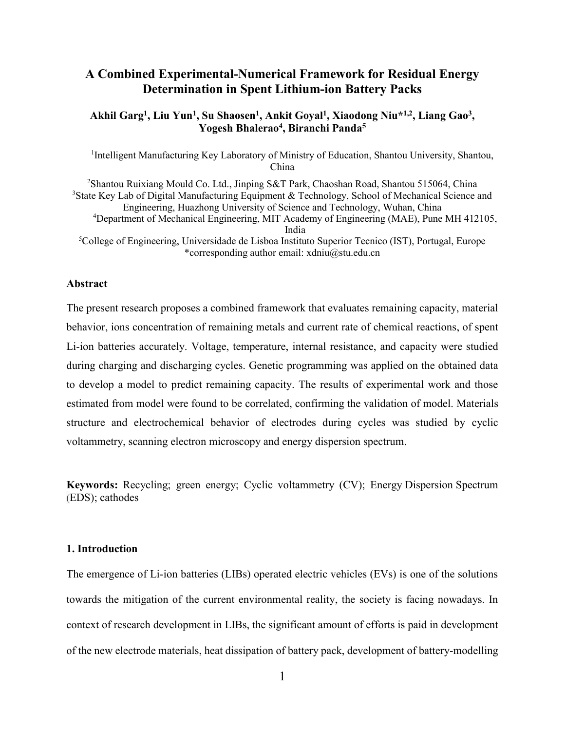# A Combined Experimental-Numerical Framework for Residual Energy Determination in Spent Lithium-ion Battery Packs

**Akhil Garg[1], Liu Yun[1], Su Shaosen[1], Ankit Goyal[1], Xiaodong Niu*[1,2], Liang Gao[3], Yogesh Bhalerao[4], Biranchi Panda[5]**

[1]Intelligent Manufacturing Key Laboratory of Ministry of Education, Shantou University, Shantou, China

[2]Shantou Ruixiang Mould Co. Ltd., Jinping S&T Park, Chaoshan Road, Shantou 515064, China

[3]State Key Lab of Digital Manufacturing Equipment & Technology, School of Mechanical Science and Engineering, Huazhong University of Science and Technology, Wuhan, China

[4]Department of Mechanical Engineering, MIT Academy of Engineering (MAE), Pune MH 412105, India

[5]College of Engineering, Universidade de Lisboa Instituto Superior Tecnico (IST), Portugal, Europe

*corresponding author email: xdniu@stu.edu.cn

## Abstract

The present research proposes a combined framework that evaluates remaining capacity, material behavior, ions concentration of remaining metals and current rate of chemical reactions, of spent Li-ion batteries accurately. Voltage, temperature, internal resistance, and capacity were studied during charging and discharging cycles. Genetic programming was applied on the obtained data to develop a model to predict remaining capacity. The results of experimental work and those estimated from model were found to be correlated, confirming the validation of model. Materials structure and electrochemical behavior of electrodes during cycles was studied by cyclic voltammetry, scanning electron microscopy and energy dispersion spectrum.

**Keywords:** Recycling; green energy; Cyclic voltammetry (CV); Energy Dispersion Spectrum (EDS); cathodes

## 1. Introduction

The emergence of Li-ion batteries (LIBs) operated electric vehicles (EVs) is one of the solutions towards the mitigation of the current environmental reality, the society is facing nowadays. In context of research development in LIBs, the significant amount of efforts is paid in development of the new electrode materials, heat dissipation of battery pack, development of battery-modelling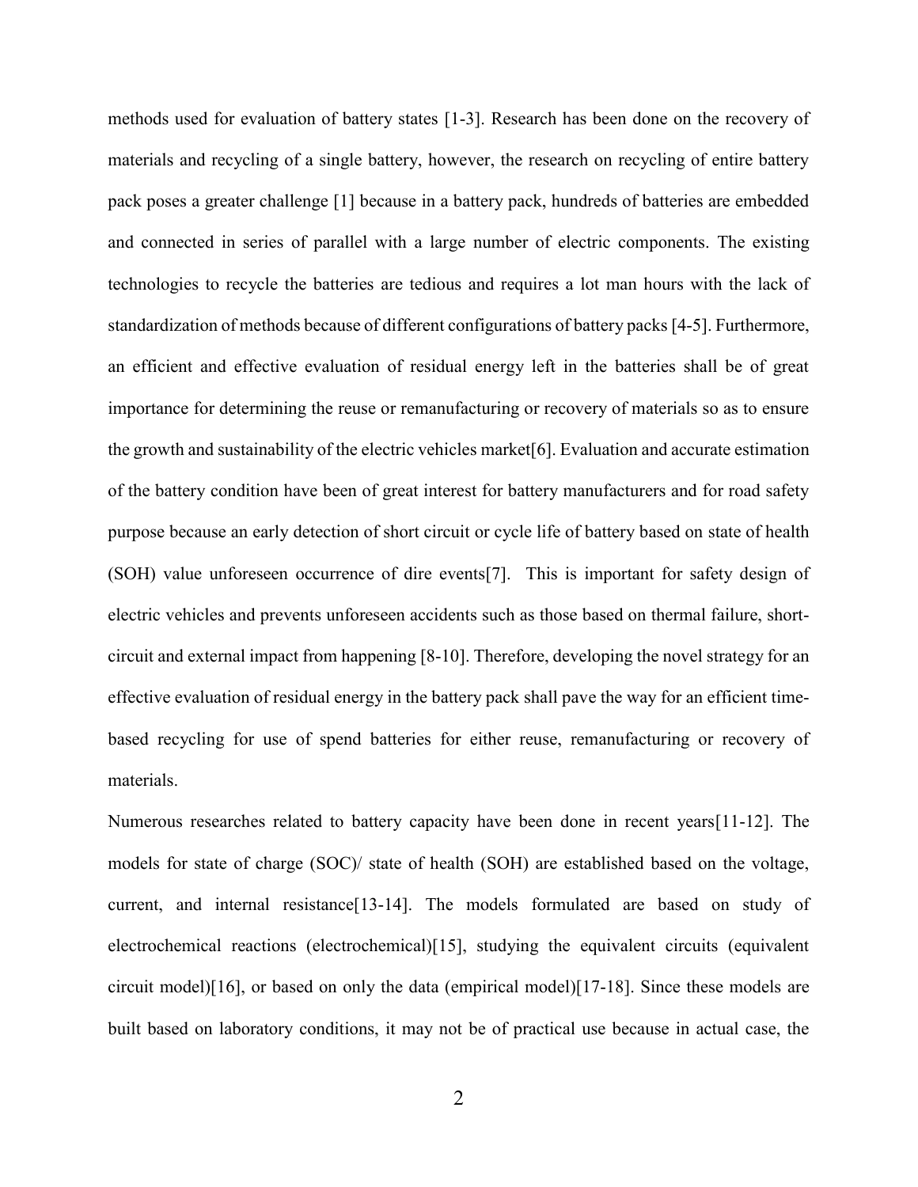methods used for evaluation of battery states [1-3]. Research has been done on the recovery of materials and recycling of a single battery, however, the research on recycling of entire battery pack poses a greater challenge [1] because in a battery pack, hundreds of batteries are embedded and connected in series of parallel with a large number of electric components. The existing technologies to recycle the batteries are tedious and requires a lot man hours with the lack of standardization of methods because of different configurations of battery packs [4-5]. Furthermore, an efficient and effective evaluation of residual energy left in the batteries shall be of great importance for determining the reuse or remanufacturing or recovery of materials so as to ensure the growth and sustainability of the electric vehicles market[6]. Evaluation and accurate estimation of the battery condition have been of great interest for battery manufacturers and for road safety purpose because an early detection of short circuit or cycle life of battery based on state of health (SOH) value unforeseen occurrence of dire events[7]. This is important for safety design of electric vehicles and prevents unforeseen accidents such as those based on thermal failure, short-circuit and external impact from happening [8-10]. Therefore, developing the novel strategy for an effective evaluation of residual energy in the battery pack shall pave the way for an efficient time-based recycling for use of spend batteries for either reuse, remanufacturing or recovery of materials.

Numerous researches related to battery capacity have been done in recent years[11-12]. The models for state of charge (SOC)/ state of health (SOH) are established based on the voltage, current, and internal resistance[13-14]. The models formulated are based on study of electrochemical reactions (electrochemical)[15], studying the equivalent circuits (equivalent circuit model)[16], or based on only the data (empirical model)[17-18]. Since these models are built based on laboratory conditions, it may not be of practical use because in actual case, the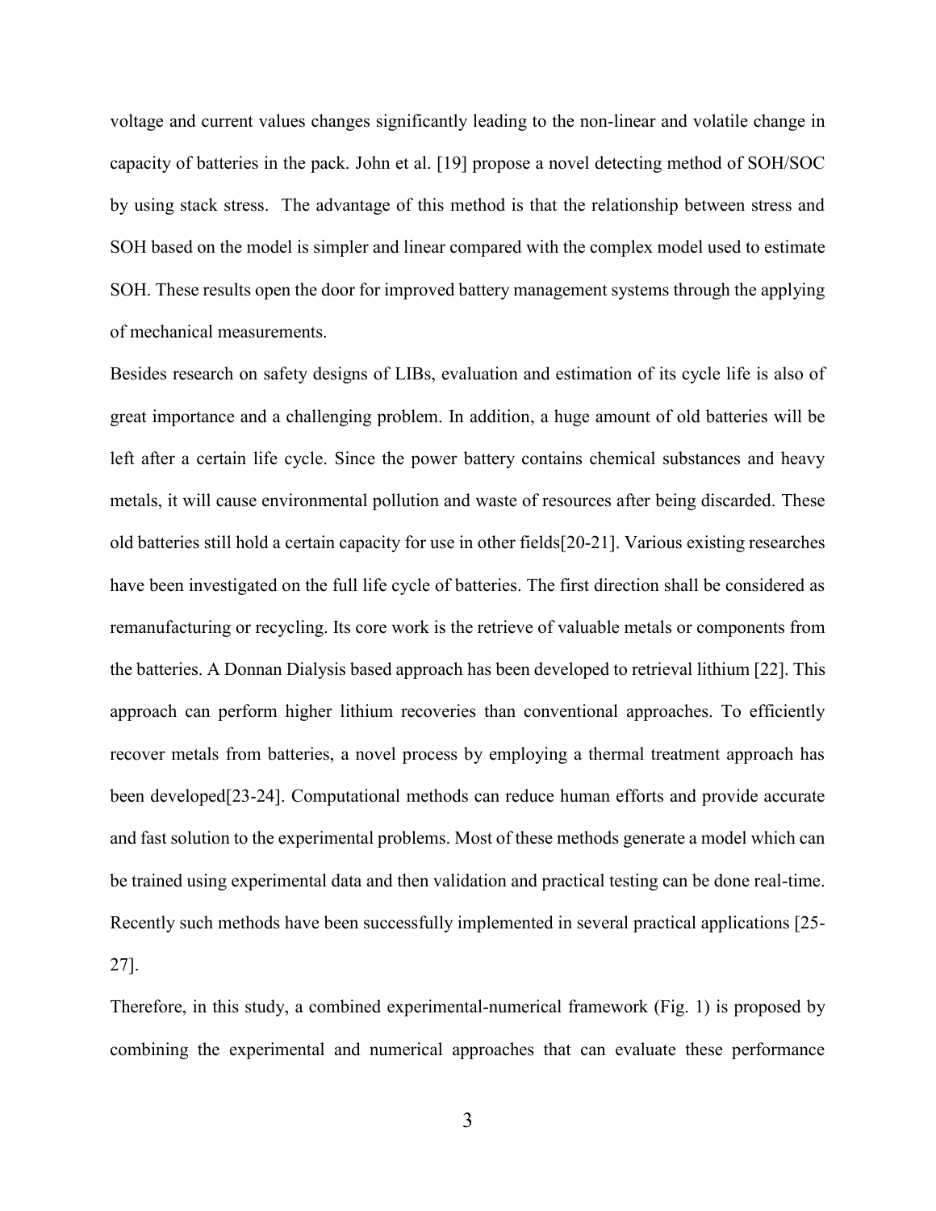voltage and current values changes significantly leading to the non-linear and volatile change in capacity of batteries in the pack. John et al. [19] propose a novel detecting method of SOH/SOC by using stack stress. The advantage of this method is that the relationship between stress and SOH based on the model is simpler and linear compared with the complex model used to estimate SOH. These results open the door for improved battery management systems through the applying of mechanical measurements.

Besides research on safety designs of LIBs, evaluation and estimation of its cycle life is also of great importance and a challenging problem. In addition, a huge amount of old batteries will be left after a certain life cycle. Since the power battery contains chemical substances and heavy metals, it will cause environmental pollution and waste of resources after being discarded. These old batteries still hold a certain capacity for use in other fields[20-21]. Various existing researches have been investigated on the full life cycle of batteries. The first direction shall be considered as remanufacturing or recycling. Its core work is the retrieve of valuable metals or components from the batteries. A Donnan Dialysis based approach has been developed to retrieval lithium [22]. This approach can perform higher lithium recoveries than conventional approaches. To efficiently recover metals from batteries, a novel process by employing a thermal treatment approach has been developed[23-24]. Computational methods can reduce human efforts and provide accurate and fast solution to the experimental problems. Most of these methods generate a model which can be trained using experimental data and then validation and practical testing can be done real-time. Recently such methods have been successfully implemented in several practical applications [25-27].

Therefore, in this study, a combined experimental-numerical framework (Fig. 1) is proposed by combining the experimental and numerical approaches that can evaluate these performance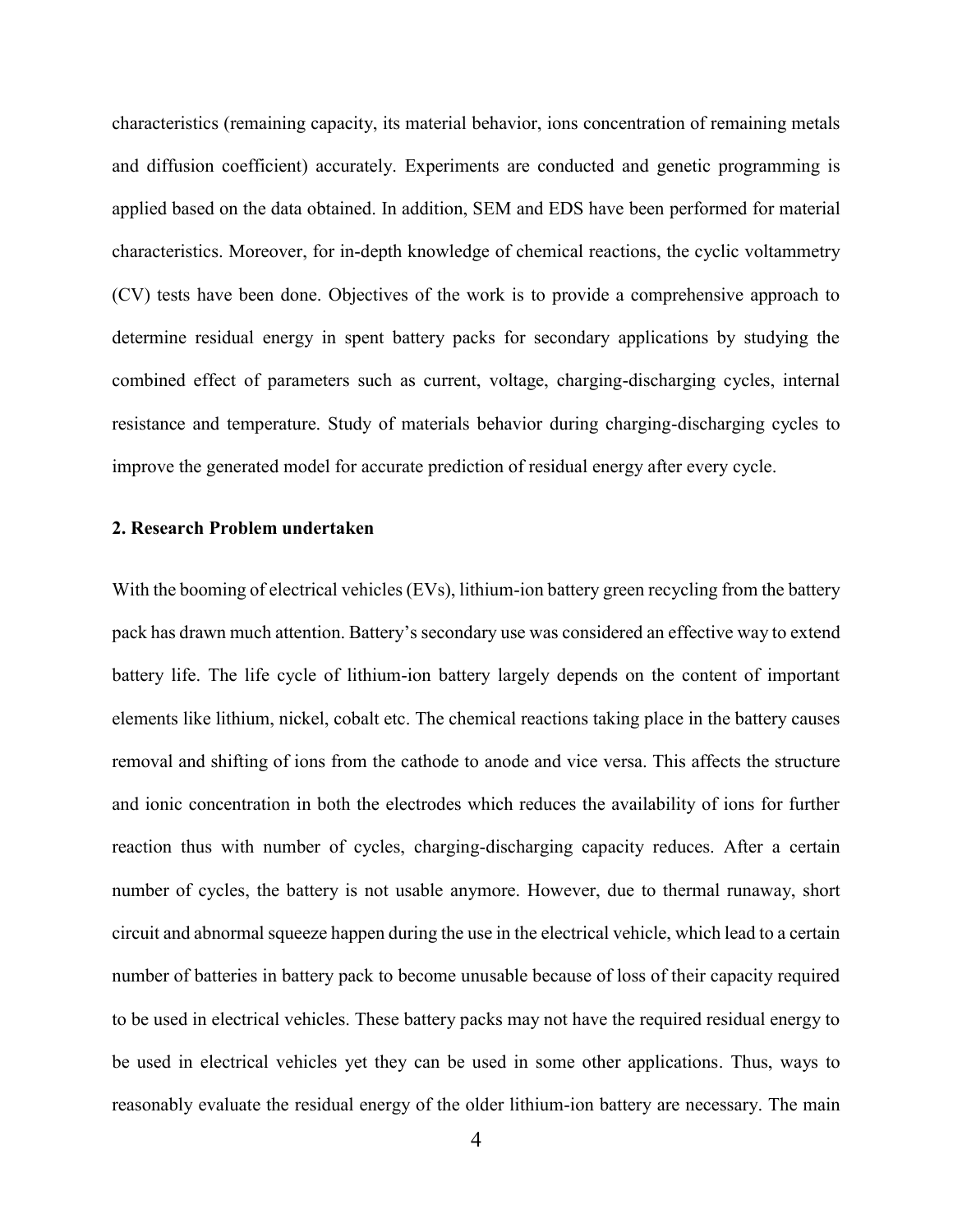characteristics (remaining capacity, its material behavior, ions concentration of remaining metals and diffusion coefficient) accurately. Experiments are conducted and genetic programming is applied based on the data obtained. In addition, SEM and EDS have been performed for material characteristics. Moreover, for in-depth knowledge of chemical reactions, the cyclic voltammetry (CV) tests have been done. Objectives of the work is to provide a comprehensive approach to determine residual energy in spent battery packs for secondary applications by studying the combined effect of parameters such as current, voltage, charging-discharging cycles, internal resistance and temperature. Study of materials behavior during charging-discharging cycles to improve the generated model for accurate prediction of residual energy after every cycle.

## 2. Research Problem undertaken

With the booming of electrical vehicles (EVs), lithium-ion battery green recycling from the battery pack has drawn much attention. Battery's secondary use was considered an effective way to extend battery life. The life cycle of lithium-ion battery largely depends on the content of important elements like lithium, nickel, cobalt etc. The chemical reactions taking place in the battery causes removal and shifting of ions from the cathode to anode and vice versa. This affects the structure and ionic concentration in both the electrodes which reduces the availability of ions for further reaction thus with number of cycles, charging-discharging capacity reduces. After a certain number of cycles, the battery is not usable anymore. However, due to thermal runaway, short circuit and abnormal squeeze happen during the use in the electrical vehicle, which lead to a certain number of batteries in battery pack to become unusable because of loss of their capacity required to be used in electrical vehicles. These battery packs may not have the required residual energy to be used in electrical vehicles yet they can be used in some other applications. Thus, ways to reasonably evaluate the residual energy of the older lithium-ion battery are necessary. The main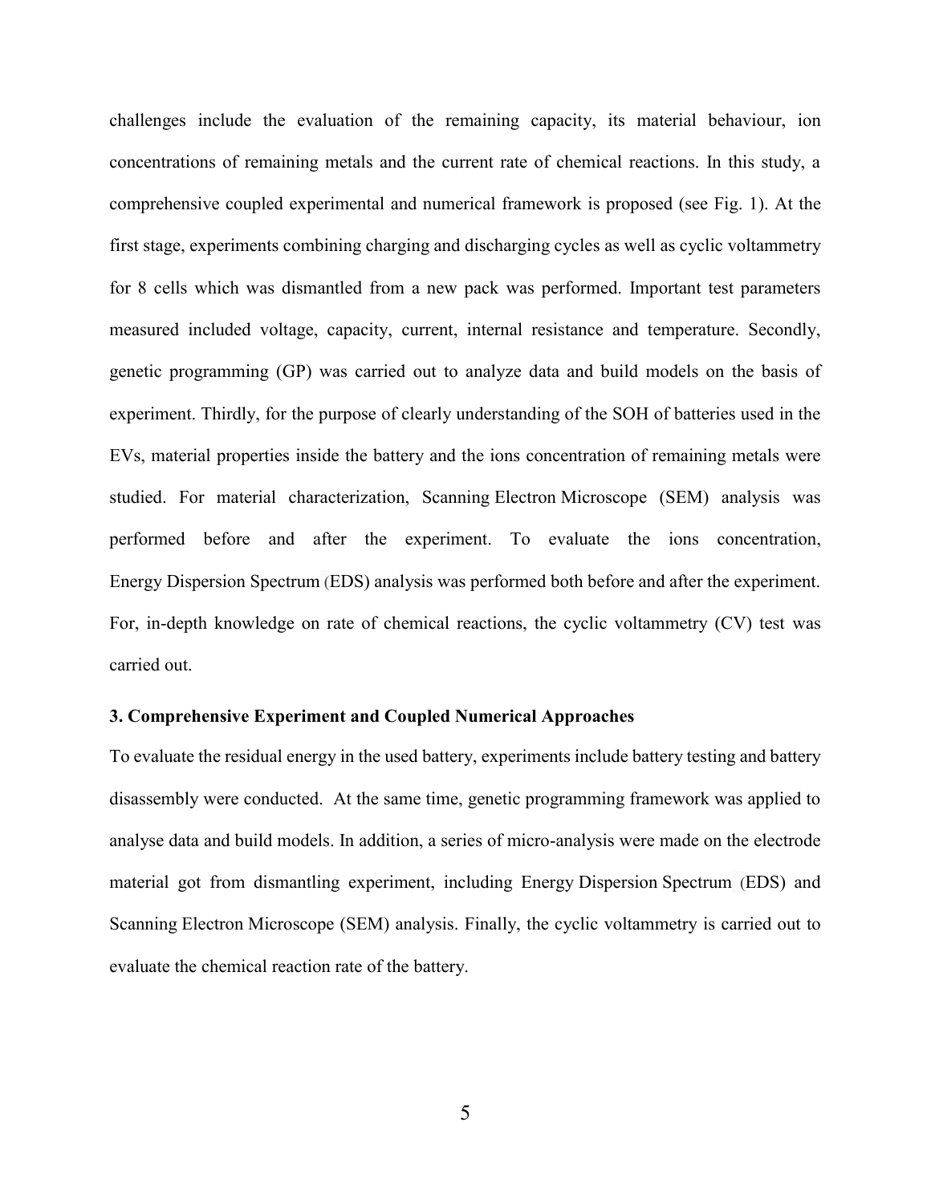challenges include the evaluation of the remaining capacity, its material behaviour, ion concentrations of remaining metals and the current rate of chemical reactions. In this study, a comprehensive coupled experimental and numerical framework is proposed (see Fig. 1). At the first stage, experiments combining charging and discharging cycles as well as cyclic voltammetry for 8 cells which was dismantled from a new pack was performed. Important test parameters measured included voltage, capacity, current, internal resistance and temperature. Secondly, genetic programming (GP) was carried out to analyze data and build models on the basis of experiment. Thirdly, for the purpose of clearly understanding of the SOH of batteries used in the EVs, material properties inside the battery and the ions concentration of remaining metals were studied. For material characterization, Scanning Electron Microscope (SEM) analysis was performed before and after the experiment. To evaluate the ions concentration, Energy Dispersion Spectrum (EDS) analysis was performed both before and after the experiment. For, in-depth knowledge on rate of chemical reactions, the cyclic voltammetry (CV) test was carried out.

### 3. Comprehensive Experiment and Coupled Numerical Approaches

To evaluate the residual energy in the used battery, experiments include battery testing and battery disassembly were conducted. At the same time, genetic programming framework was applied to analyse data and build models. In addition, a series of micro-analysis were made on the electrode material got from dismantling experiment, including Energy Dispersion Spectrum (EDS) and Scanning Electron Microscope (SEM) analysis. Finally, the cyclic voltammetry is carried out to evaluate the chemical reaction rate of the battery.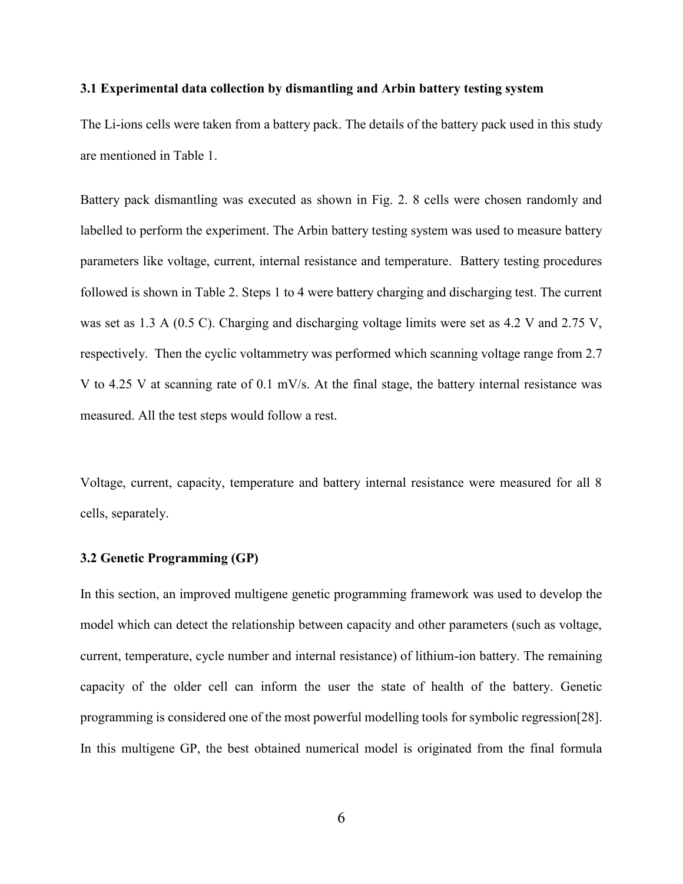### 3.1 Experimental data collection by dismantling and Arbin battery testing system

The Li-ions cells were taken from a battery pack. The details of the battery pack used in this study are mentioned in Table 1.

Battery pack dismantling was executed as shown in Fig. 2. 8 cells were chosen randomly and labelled to perform the experiment. The Arbin battery testing system was used to measure battery parameters like voltage, current, internal resistance and temperature. Battery testing procedures followed is shown in Table 2. Steps 1 to 4 were battery charging and discharging test. The current was set as 1.3 A (0.5 C). Charging and discharging voltage limits were set as 4.2 V and 2.75 V, respectively. Then the cyclic voltammetry was performed which scanning voltage range from 2.7 V to 4.25 V at scanning rate of 0.1 mV/s. At the final stage, the battery internal resistance was measured. All the test steps would follow a rest.

Voltage, current, capacity, temperature and battery internal resistance were measured for all 8 cells, separately.

### 3.2 Genetic Programming (GP)

In this section, an improved multigene genetic programming framework was used to develop the model which can detect the relationship between capacity and other parameters (such as voltage, current, temperature, cycle number and internal resistance) of lithium-ion battery. The remaining capacity of the older cell can inform the user the state of health of the battery. Genetic programming is considered one of the most powerful modelling tools for symbolic regression[28]. In this multigene GP, the best obtained numerical model is originated from the final formula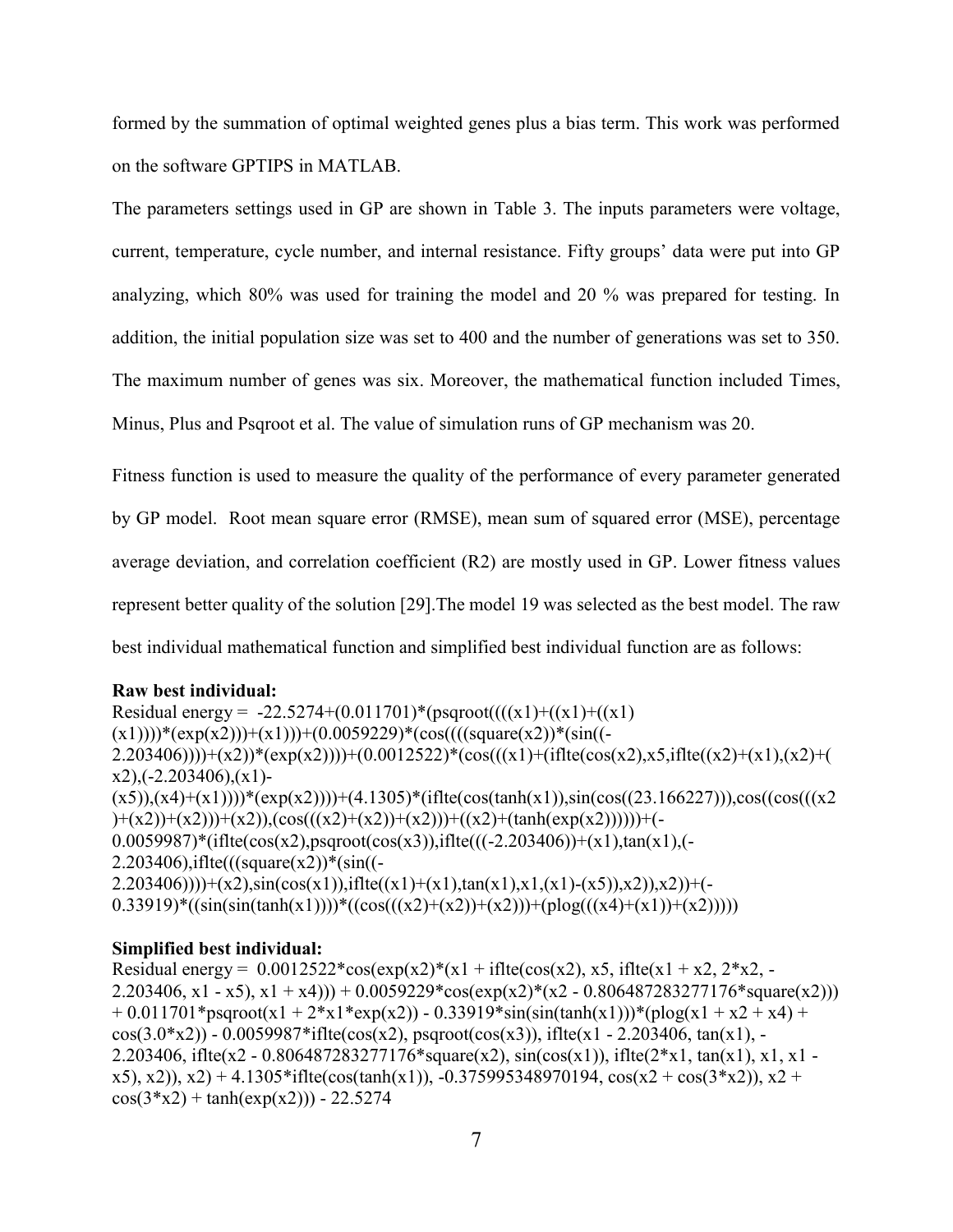formed by the summation of optimal weighted genes plus a bias term. This work was performed on the software GPTIPS in MATLAB.

The parameters settings used in GP are shown in Table 3. The inputs parameters were voltage, current, temperature, cycle number, and internal resistance. Fifty groups' data were put into GP analyzing, which 80% was used for training the model and 20 % was prepared for testing. In addition, the initial population size was set to 400 and the number of generations was set to 350. The maximum number of genes was six. Moreover, the mathematical function included Times, Minus, Plus and Psqroot et al. The value of simulation runs of GP mechanism was 20.

Fitness function is used to measure the quality of the performance of every parameter generated by GP model. Root mean square error (RMSE), mean sum of squared error (MSE), percentage average deviation, and correlation coefficient (R2) are mostly used in GP. Lower fitness values represent better quality of the solution [29].The model 19 was selected as the best model. The raw best individual mathematical function and simplified best individual function are as follows:

**Raw best individual:**

Residual energy = -22.5274+(0.011701)*(psqroot((((x1)+((x1)+((x1)(x1))))*(exp(x2)))+(x1)))+(0.0059229)*(cos((((square(x2))*(sin((-2.203406))))+(x2))*(exp(x2))))+(0.0012522)*(cos(((x1)+(iflte(cos(x2),x5,iflte((x2)+(x1),(x2)+(x2),(-2.203406),(x1)-(x5)),(x4)+(x1))))*(exp(x2))))+(4.1305)*(iflte(cos(tanh(x1)),sin(cos((23.166227))),cos((cos((((x2)+(x2))+(x2)))+(x2)),(cos((((x2)+(x2))+(x2)))+((x2)+(tanh(exp(x2))))))+(-0.0059987)*(iflte(cos(x2),psqroot(cos(x3)),iflte(((-2.203406))+(x1),tan(x1),(-2.203406),iflte(((square(x2))*(sin((-2.203406))))+(x2),sin(cos(x1)),iflte((x1)+(x1),tan(x1),x1,(x1)-(x5)),x2)),x2))+(-0.33919)*((sin(sin(tanh(x1))))*((cos(((x2)+(x2))+(x2)))+(plog(((x4)+(x1))+(x2)))))

**Simplified best individual:**

Residual energy = 0.0012522*cos(exp(x2)*(x1 + iflte(cos(x2), x5, iflte(x1 + x2, 2*x2, -2.203406, x1 - x5), x1 + x4))) + 0.0059229*cos(exp(x2)*(x2 - 0.806487283277176*square(x2))) + 0.011701*psqroot(x1 + 2*x1*exp(x2)) - 0.33919*sin(sin(tanh(x1)))*(plog(x1 + x2 + x4) + cos(3.0*x2)) - 0.0059987*iflte(cos(x2), psqroot(cos(x3)), iflte(x1 - 2.203406, tan(x1), -2.203406, iflte(x2 - 0.806487283277176*square(x2), sin(cos(x1)), iflte(2*x1, tan(x1), x1, x1 - x5), x2)), x2) + 4.1305*iflte(cos(tanh(x1)), -0.375995348970194, cos(x2 + cos(3*x2)), x2 + cos(3*x2) + tanh(exp(x2))) - 22.5274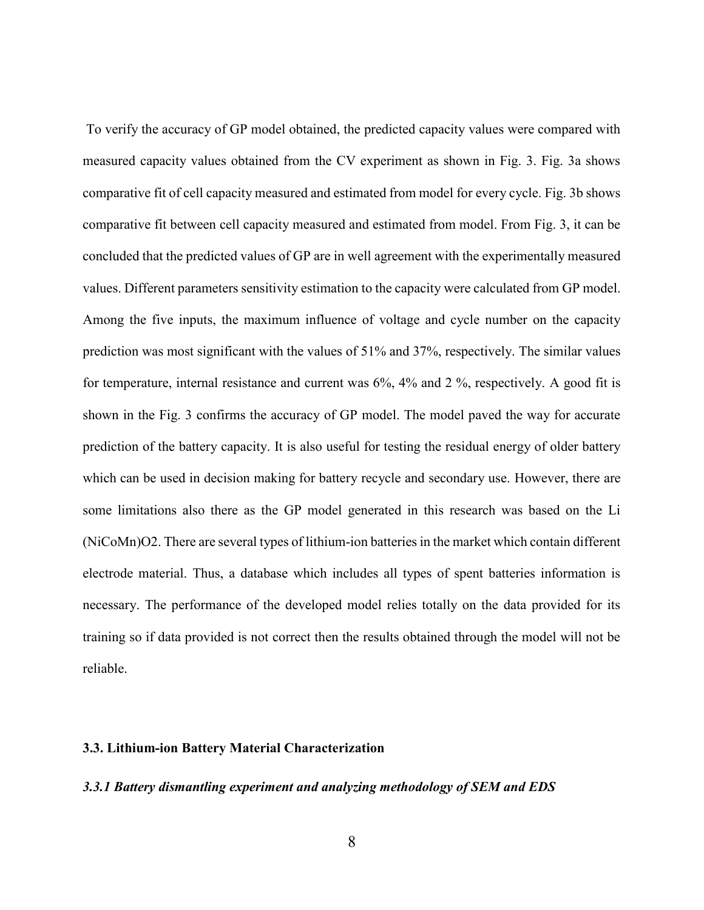To verify the accuracy of GP model obtained, the predicted capacity values were compared with measured capacity values obtained from the CV experiment as shown in Fig. 3. Fig. 3a shows comparative fit of cell capacity measured and estimated from model for every cycle. Fig. 3b shows comparative fit between cell capacity measured and estimated from model. From Fig. 3, it can be concluded that the predicted values of GP are in well agreement with the experimentally measured values. Different parameters sensitivity estimation to the capacity were calculated from GP model. Among the five inputs, the maximum influence of voltage and cycle number on the capacity prediction was most significant with the values of 51% and 37%, respectively. The similar values for temperature, internal resistance and current was 6%, 4% and 2 %, respectively. A good fit is shown in the Fig. 3 confirms the accuracy of GP model. The model paved the way for accurate prediction of the battery capacity. It is also useful for testing the residual energy of older battery which can be used in decision making for battery recycle and secondary use. However, there are some limitations also there as the GP model generated in this research was based on the Li (NiCoMn)O2. There are several types of lithium-ion batteries in the market which contain different electrode material. Thus, a database which includes all types of spent batteries information is necessary. The performance of the developed model relies totally on the data provided for its training so if data provided is not correct then the results obtained through the model will not be reliable.

### 3.3. Lithium-ion Battery Material Characterization

#### *3.3.1 Battery dismantling experiment and analyzing methodology of SEM and EDS*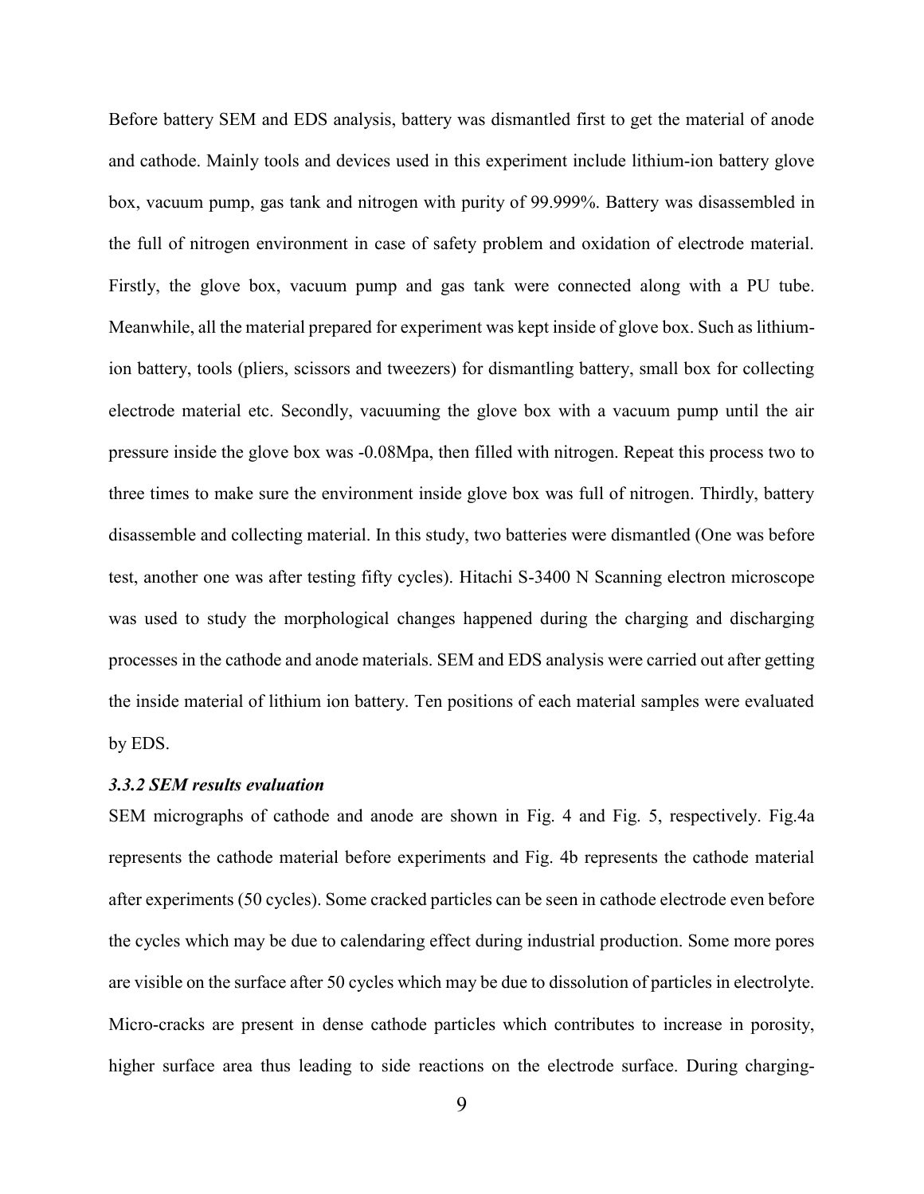Before battery SEM and EDS analysis, battery was dismantled first to get the material of anode and cathode. Mainly tools and devices used in this experiment include lithium-ion battery glove box, vacuum pump, gas tank and nitrogen with purity of 99.999%. Battery was disassembled in the full of nitrogen environment in case of safety problem and oxidation of electrode material. Firstly, the glove box, vacuum pump and gas tank were connected along with a PU tube. Meanwhile, all the material prepared for experiment was kept inside of glove box. Such as lithium-ion battery, tools (pliers, scissors and tweezers) for dismantling battery, small box for collecting electrode material etc. Secondly, vacuuming the glove box with a vacuum pump until the air pressure inside the glove box was -0.08Mpa, then filled with nitrogen. Repeat this process two to three times to make sure the environment inside glove box was full of nitrogen. Thirdly, battery disassemble and collecting material. In this study, two batteries were dismantled (One was before test, another one was after testing fifty cycles). Hitachi S-3400 N Scanning electron microscope was used to study the morphological changes happened during the charging and discharging processes in the cathode and anode materials. SEM and EDS analysis were carried out after getting the inside material of lithium ion battery. Ten positions of each material samples were evaluated by EDS.

### *3.3.2 SEM results evaluation*

SEM micrographs of cathode and anode are shown in Fig. 4 and Fig. 5, respectively. Fig.4a represents the cathode material before experiments and Fig. 4b represents the cathode material after experiments (50 cycles). Some cracked particles can be seen in cathode electrode even before the cycles which may be due to calendaring effect during industrial production. Some more pores are visible on the surface after 50 cycles which may be due to dissolution of particles in electrolyte. Micro-cracks are present in dense cathode particles which contributes to increase in porosity, higher surface area thus leading to side reactions on the electrode surface. During charging-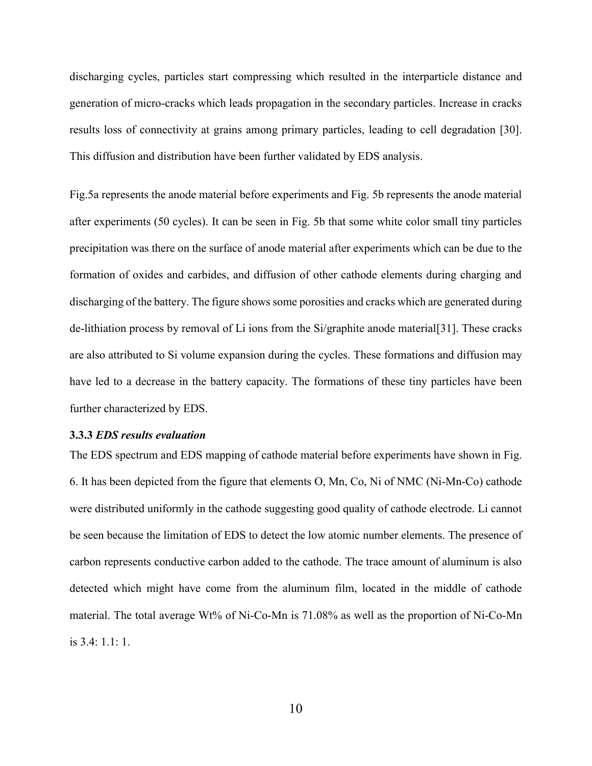discharging cycles, particles start compressing which resulted in the interparticle distance and generation of micro-cracks which leads propagation in the secondary particles. Increase in cracks results loss of connectivity at grains among primary particles, leading to cell degradation [30]. This diffusion and distribution have been further validated by EDS analysis.

Fig.5a represents the anode material before experiments and Fig. 5b represents the anode material after experiments (50 cycles). It can be seen in Fig. 5b that some white color small tiny particles precipitation was there on the surface of anode material after experiments which can be due to the formation of oxides and carbides, and diffusion of other cathode elements during charging and discharging of the battery. The figure shows some porosities and cracks which are generated during de-lithiation process by removal of Li ions from the Si/graphite anode material[31]. These cracks are also attributed to Si volume expansion during the cycles. These formations and diffusion may have led to a decrease in the battery capacity. The formations of these tiny particles have been further characterized by EDS.

### 3.3.3 *EDS results evaluation*

The EDS spectrum and EDS mapping of cathode material before experiments have shown in Fig. 6. It has been depicted from the figure that elements O, Mn, Co, Ni of NMC (Ni-Mn-Co) cathode were distributed uniformly in the cathode suggesting good quality of cathode electrode. Li cannot be seen because the limitation of EDS to detect the low atomic number elements. The presence of carbon represents conductive carbon added to the cathode. The trace amount of aluminum is also detected which might have come from the aluminum film, located in the middle of cathode material. The total average Wt% of Ni-Co-Mn is 71.08% as well as the proportion of Ni-Co-Mn is 3.4: 1.1: 1.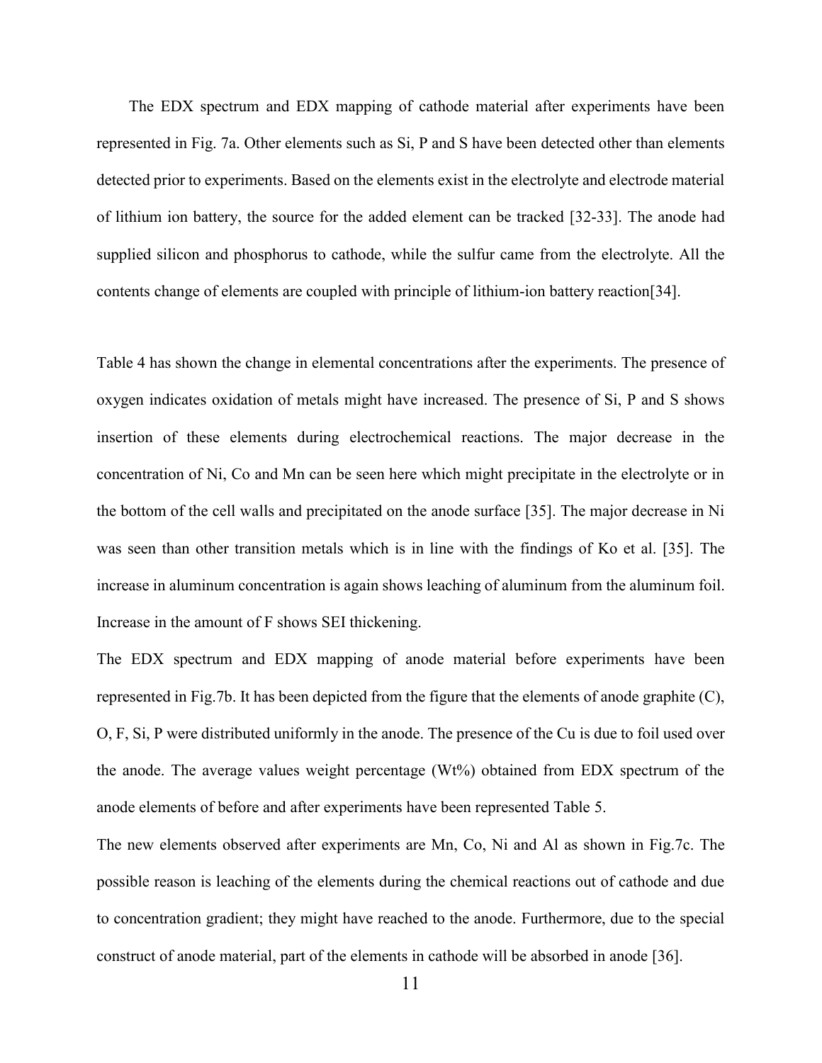The EDX spectrum and EDX mapping of cathode material after experiments have been represented in Fig. 7a. Other elements such as Si, P and S have been detected other than elements detected prior to experiments. Based on the elements exist in the electrolyte and electrode material of lithium ion battery, the source for the added element can be tracked [32-33]. The anode had supplied silicon and phosphorus to cathode, while the sulfur came from the electrolyte. All the contents change of elements are coupled with principle of lithium-ion battery reaction[34].

Table 4 has shown the change in elemental concentrations after the experiments. The presence of oxygen indicates oxidation of metals might have increased. The presence of Si, P and S shows insertion of these elements during electrochemical reactions. The major decrease in the concentration of Ni, Co and Mn can be seen here which might precipitate in the electrolyte or in the bottom of the cell walls and precipitated on the anode surface [35]. The major decrease in Ni was seen than other transition metals which is in line with the findings of Ko et al. [35]. The increase in aluminum concentration is again shows leaching of aluminum from the aluminum foil. Increase in the amount of F shows SEI thickening.

The EDX spectrum and EDX mapping of anode material before experiments have been represented in Fig.7b. It has been depicted from the figure that the elements of anode graphite (C), O, F, Si, P were distributed uniformly in the anode. The presence of the Cu is due to foil used over the anode. The average values weight percentage (Wt%) obtained from EDX spectrum of the anode elements of before and after experiments have been represented Table 5.

The new elements observed after experiments are Mn, Co, Ni and Al as shown in Fig.7c. The possible reason is leaching of the elements during the chemical reactions out of cathode and due to concentration gradient; they might have reached to the anode. Furthermore, due to the special construct of anode material, part of the elements in cathode will be absorbed in anode [36].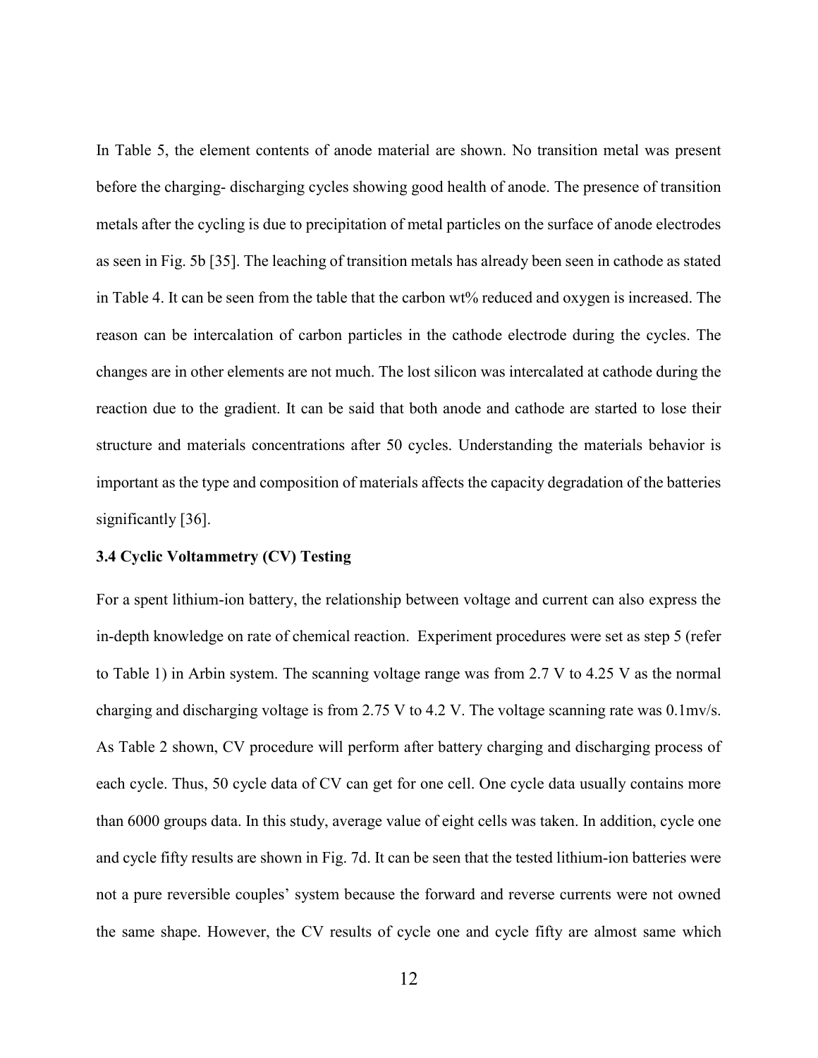In Table 5, the element contents of anode material are shown. No transition metal was present before the charging- discharging cycles showing good health of anode. The presence of transition metals after the cycling is due to precipitation of metal particles on the surface of anode electrodes as seen in Fig. 5b [35]. The leaching of transition metals has already been seen in cathode as stated in Table 4. It can be seen from the table that the carbon wt% reduced and oxygen is increased. The reason can be intercalation of carbon particles in the cathode electrode during the cycles. The changes are in other elements are not much. The lost silicon was intercalated at cathode during the reaction due to the gradient. It can be said that both anode and cathode are started to lose their structure and materials concentrations after 50 cycles. Understanding the materials behavior is important as the type and composition of materials affects the capacity degradation of the batteries significantly [36].

### 3.4 Cyclic Voltammetry (CV) Testing

For a spent lithium-ion battery, the relationship between voltage and current can also express the in-depth knowledge on rate of chemical reaction. Experiment procedures were set as step 5 (refer to Table 1) in Arbin system. The scanning voltage range was from 2.7 V to 4.25 V as the normal charging and discharging voltage is from 2.75 V to 4.2 V. The voltage scanning rate was 0.1mv/s. As Table 2 shown, CV procedure will perform after battery charging and discharging process of each cycle. Thus, 50 cycle data of CV can get for one cell. One cycle data usually contains more than 6000 groups data. In this study, average value of eight cells was taken. In addition, cycle one and cycle fifty results are shown in Fig. 7d. It can be seen that the tested lithium-ion batteries were not a pure reversible couples' system because the forward and reverse currents were not owned the same shape. However, the CV results of cycle one and cycle fifty are almost same which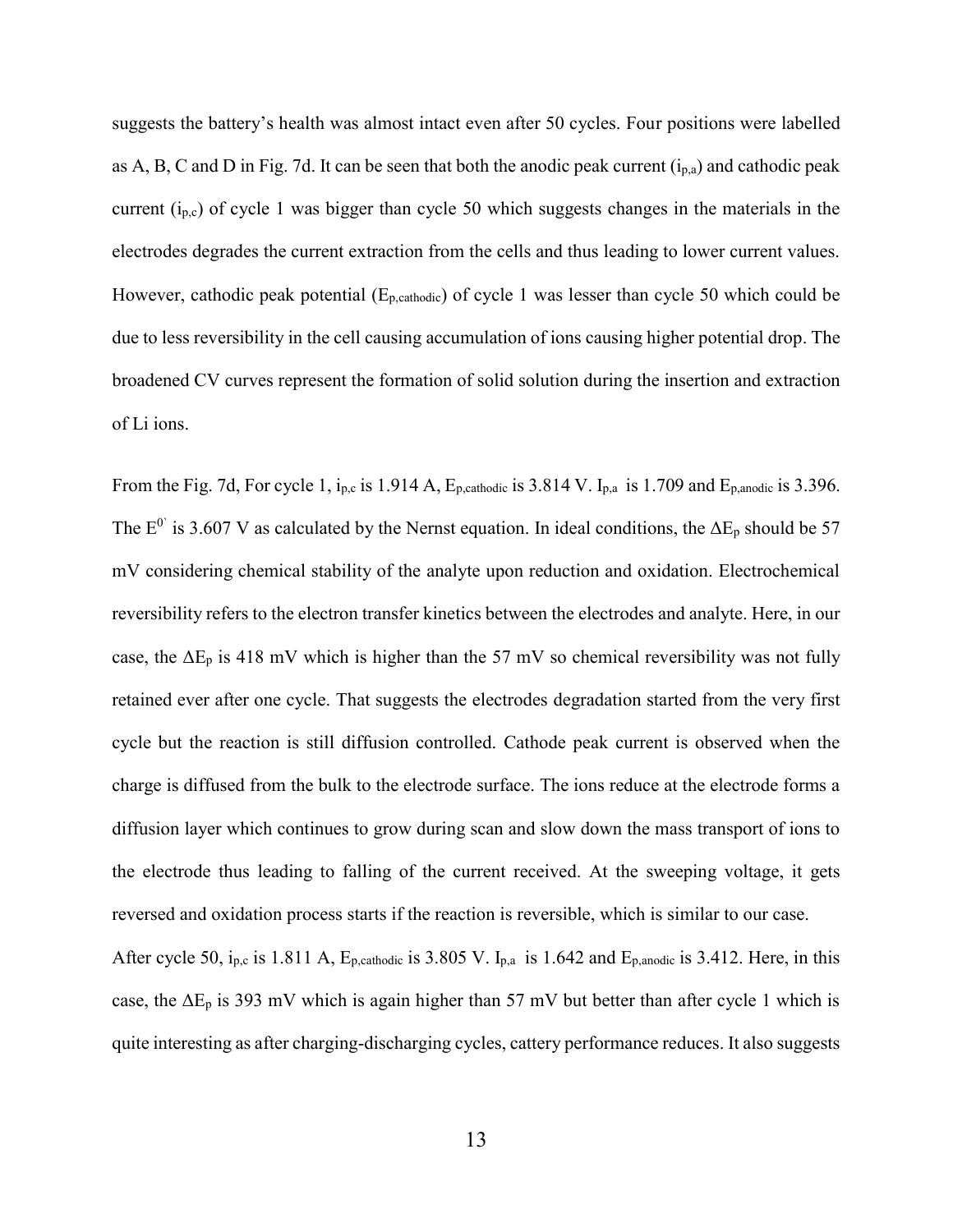suggests the battery's health was almost intact even after 50 cycles. Four positions were labelled as A, B, C and D in Fig. 7d. It can be seen that both the anodic peak current ($i_{p,a}$) and cathodic peak current ($i_{p,c}$) of cycle 1 was bigger than cycle 50 which suggests changes in the materials in the electrodes degrades the current extraction from the cells and thus leading to lower current values. However, cathodic peak potential ($E_{p,cathodic}$) of cycle 1 was lesser than cycle 50 which could be due to less reversibility in the cell causing accumulation of ions causing higher potential drop. The broadened CV curves represent the formation of solid solution during the insertion and extraction of Li ions.

From the Fig. 7d, For cycle 1, $i_{p,c}$ is 1.914 A, $E_{p,cathodic}$ is 3.814 V. $I_{p,a}$ is 1.709 and $E_{p,anodic}$ is 3.396. The $E^{0'}$ is 3.607 V as calculated by the Nernst equation. In ideal conditions, the $\Delta E_p$ should be 57 mV considering chemical stability of the analyte upon reduction and oxidation. Electrochemical reversibility refers to the electron transfer kinetics between the electrodes and analyte. Here, in our case, the $\Delta E_p$ is 418 mV which is higher than the 57 mV so chemical reversibility was not fully retained ever after one cycle. That suggests the electrodes degradation started from the very first cycle but the reaction is still diffusion controlled. Cathode peak current is observed when the charge is diffused from the bulk to the electrode surface. The ions reduce at the electrode forms a diffusion layer which continues to grow during scan and slow down the mass transport of ions to the electrode thus leading to falling of the current received. At the sweeping voltage, it gets reversed and oxidation process starts if the reaction is reversible, which is similar to our case.

After cycle 50, $i_{p,c}$ is 1.811 A, $E_{p,cathodic}$ is 3.805 V. $I_{p,a}$ is 1.642 and $E_{p,anodic}$ is 3.412. Here, in this case, the $\Delta E_p$ is 393 mV which is again higher than 57 mV but better than after cycle 1 which is quite interesting as after charging-discharging cycles, cattery performance reduces. It also suggests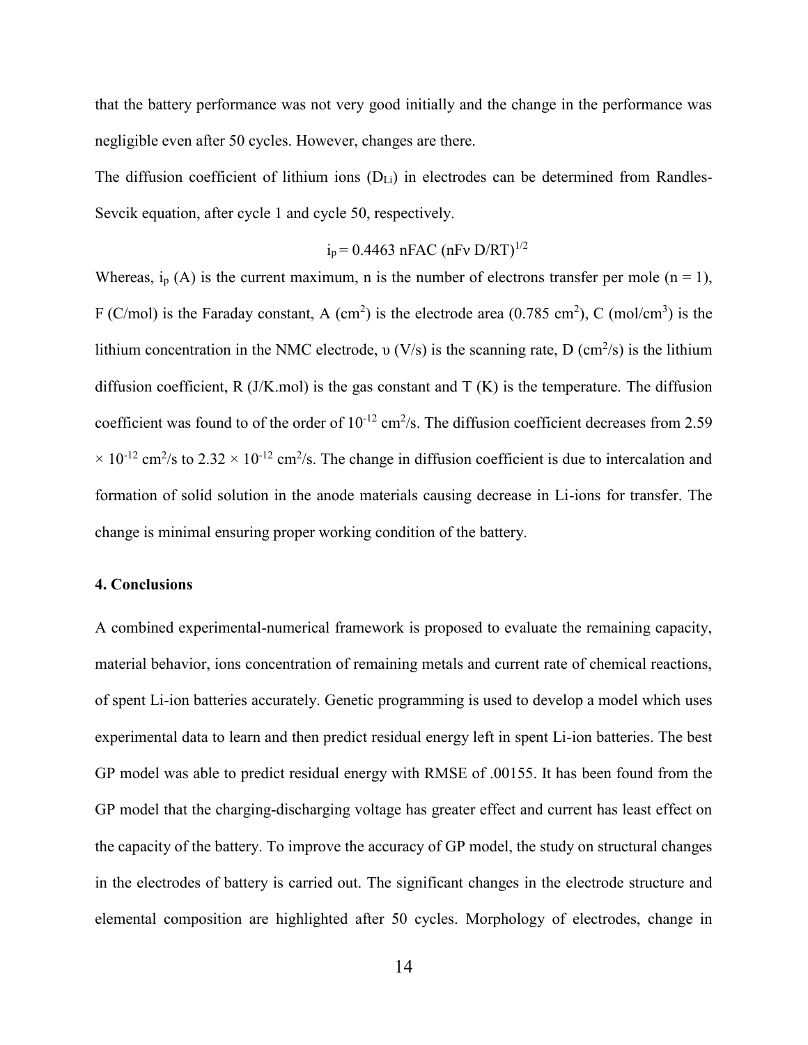that the battery performance was not very good initially and the change in the performance was negligible even after 50 cycles. However, changes are there.

The diffusion coefficient of lithium ions ($D_{Li}$) in electrodes can be determined from Randles-Sevcik equation, after cycle 1 and cycle 50, respectively.

$$i_p = 0.4463\ nFAC\ (nF\nu\ D/RT)^{1/2}$$

Whereas, $i_p$ (A) is the current maximum, n is the number of electrons transfer per mole (n = 1), F (C/mol) is the Faraday constant, A ($cm^2$) is the electrode area (0.785 $cm^2$), C ($mol/cm^3$) is the lithium concentration in the NMC electrode, $\upsilon$ (V/s) is the scanning rate, D ($cm^2/s$) is the lithium diffusion coefficient, R (J/K.mol) is the gas constant and T (K) is the temperature. The diffusion coefficient was found to of the order of $10^{-12}$ $cm^2/s$. The diffusion coefficient decreases from $2.59 \times 10^{-12}$ $cm^2/s$ to $2.32 \times 10^{-12}$ $cm^2/s$. The change in diffusion coefficient is due to intercalation and formation of solid solution in the anode materials causing decrease in Li-ions for transfer. The change is minimal ensuring proper working condition of the battery.

#### 4. Conclusions

A combined experimental-numerical framework is proposed to evaluate the remaining capacity, material behavior, ions concentration of remaining metals and current rate of chemical reactions, of spent Li-ion batteries accurately. Genetic programming is used to develop a model which uses experimental data to learn and then predict residual energy left in spent Li-ion batteries. The best GP model was able to predict residual energy with RMSE of .00155. It has been found from the GP model that the charging-discharging voltage has greater effect and current has least effect on the capacity of the battery. To improve the accuracy of GP model, the study on structural changes in the electrodes of battery is carried out. The significant changes in the electrode structure and elemental composition are highlighted after 50 cycles. Morphology of electrodes, change in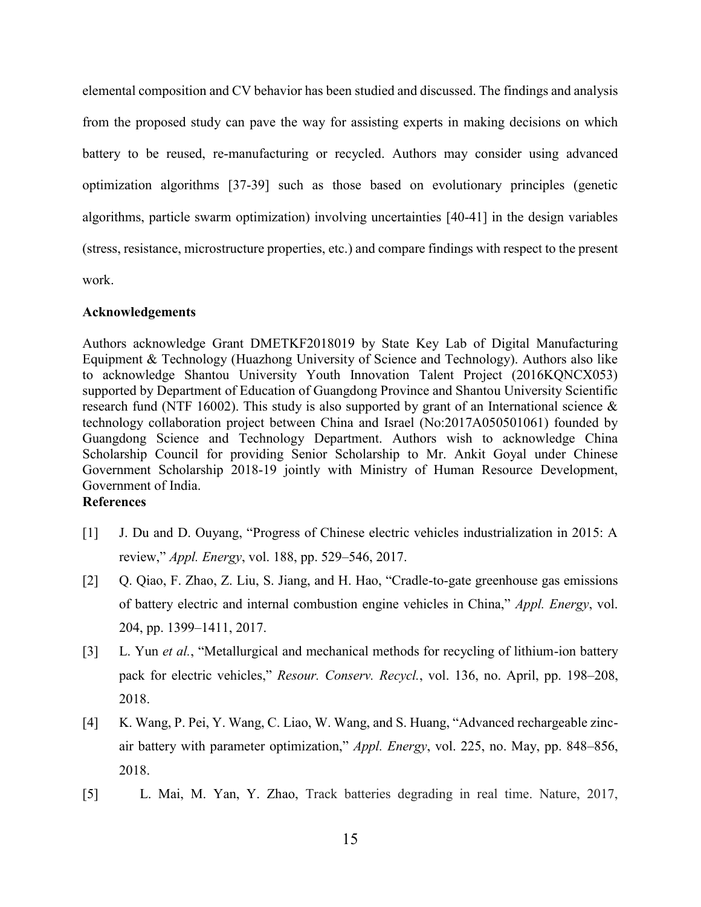elemental composition and CV behavior has been studied and discussed. The findings and analysis from the proposed study can pave the way for assisting experts in making decisions on which battery to be reused, re-manufacturing or recycled. Authors may consider using advanced optimization algorithms [37-39] such as those based on evolutionary principles (genetic algorithms, particle swarm optimization) involving uncertainties [40-41] in the design variables (stress, resistance, microstructure properties, etc.) and compare findings with respect to the present work.

**Acknowledgements**

Authors acknowledge Grant DMETKF2018019 by State Key Lab of Digital Manufacturing Equipment & Technology (Huazhong University of Science and Technology). Authors also like to acknowledge Shantou University Youth Innovation Talent Project (2016KQNCX053) supported by Department of Education of Guangdong Province and Shantou University Scientific research fund (NTF 16002). This study is also supported by grant of an International science & technology collaboration project between China and Israel (No:2017A050501061) founded by Guangdong Science and Technology Department. Authors wish to acknowledge China Scholarship Council for providing Senior Scholarship to Mr. Ankit Goyal under Chinese Government Scholarship 2018-19 jointly with Ministry of Human Resource Development, Government of India.

**References**

[1] J. Du and D. Ouyang, "Progress of Chinese electric vehicles industrialization in 2015: A review," *Appl. Energy*, vol. 188, pp. 529–546, 2017.

[2] Q. Qiao, F. Zhao, Z. Liu, S. Jiang, and H. Hao, "Cradle-to-gate greenhouse gas emissions of battery electric and internal combustion engine vehicles in China," *Appl. Energy*, vol. 204, pp. 1399–1411, 2017.

[3] L. Yun *et al.*, "Metallurgical and mechanical methods for recycling of lithium-ion battery pack for electric vehicles," *Resour. Conserv. Recycl.*, vol. 136, no. April, pp. 198–208, 2018.

[4] K. Wang, P. Pei, Y. Wang, C. Liao, W. Wang, and S. Huang, "Advanced rechargeable zinc-air battery with parameter optimization," *Appl. Energy*, vol. 225, no. May, pp. 848–856, 2018.

[5] L. Mai, M. Yan, Y. Zhao, Track batteries degrading in real time. Nature, 2017,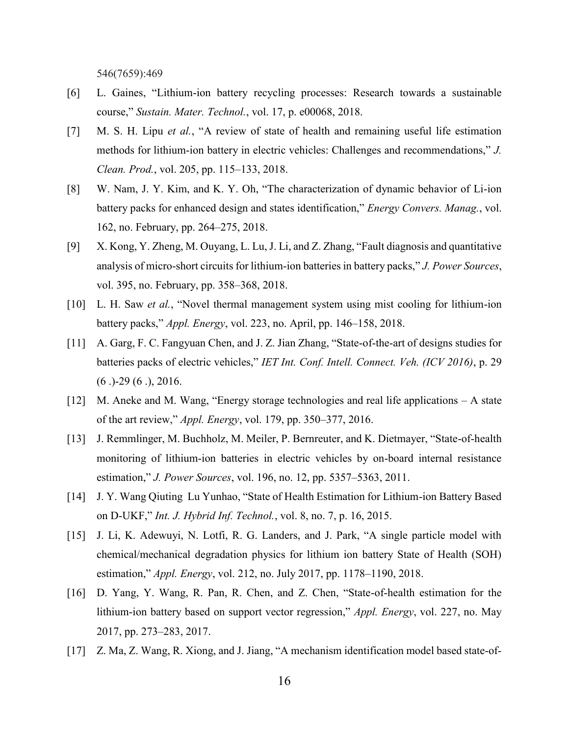546(7659):469

[6] L. Gaines, “Lithium-ion battery recycling processes: Research towards a sustainable course,” *Sustain. Mater. Technol.*, vol. 17, p. e00068, 2018.

[7] M. S. H. Lipu *et al.*, “A review of state of health and remaining useful life estimation methods for lithium-ion battery in electric vehicles: Challenges and recommendations,” *J. Clean. Prod.*, vol. 205, pp. 115–133, 2018.

[8] W. Nam, J. Y. Kim, and K. Y. Oh, “The characterization of dynamic behavior of Li-ion battery packs for enhanced design and states identification,” *Energy Convers. Manag.*, vol. 162, no. February, pp. 264–275, 2018.

[9] X. Kong, Y. Zheng, M. Ouyang, L. Lu, J. Li, and Z. Zhang, “Fault diagnosis and quantitative analysis of micro-short circuits for lithium-ion batteries in battery packs,” *J. Power Sources*, vol. 395, no. February, pp. 358–368, 2018.

[10] L. H. Saw *et al.*, “Novel thermal management system using mist cooling for lithium-ion battery packs,” *Appl. Energy*, vol. 223, no. April, pp. 146–158, 2018.

[11] A. Garg, F. C. Fangyuan Chen, and J. Z. Jian Zhang, “State-of-the-art of designs studies for batteries packs of electric vehicles,” *IET Int. Conf. Intell. Connect. Veh. (ICV 2016)*, p. 29 (6 .)-29 (6 .), 2016.

[12] M. Aneke and M. Wang, “Energy storage technologies and real life applications – A state of the art review,” *Appl. Energy*, vol. 179, pp. 350–377, 2016.

[13] J. Remmlinger, M. Buchholz, M. Meiler, P. Bernreuter, and K. Dietmayer, “State-of-health monitoring of lithium-ion batteries in electric vehicles by on-board internal resistance estimation,” *J. Power Sources*, vol. 196, no. 12, pp. 5357–5363, 2011.

[14] J. Y. Wang Qiuting Lu Yunhao, “State of Health Estimation for Lithium-ion Battery Based on D-UKF,” *Int. J. Hybrid Inf. Technol.*, vol. 8, no. 7, p. 16, 2015.

[15] J. Li, K. Adewuyi, N. Lotfi, R. G. Landers, and J. Park, “A single particle model with chemical/mechanical degradation physics for lithium ion battery State of Health (SOH) estimation,” *Appl. Energy*, vol. 212, no. July 2017, pp. 1178–1190, 2018.

[16] D. Yang, Y. Wang, R. Pan, R. Chen, and Z. Chen, “State-of-health estimation for the lithium-ion battery based on support vector regression,” *Appl. Energy*, vol. 227, no. May 2017, pp. 273–283, 2017.

[17] Z. Ma, Z. Wang, R. Xiong, and J. Jiang, “A mechanism identification model based state-of-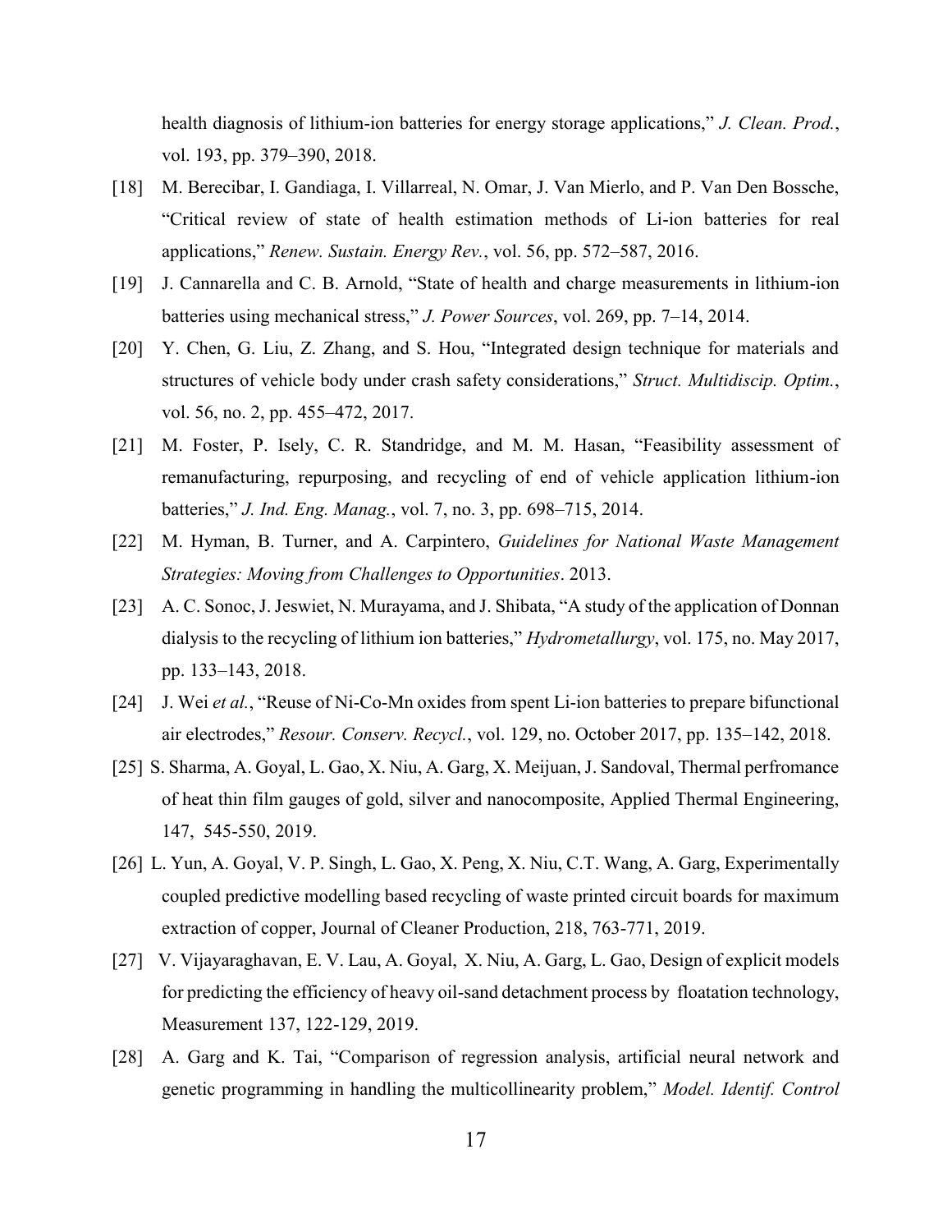health diagnosis of lithium-ion batteries for energy storage applications," *J. Clean. Prod.*, vol. 193, pp. 379–390, 2018.

[18] M. Berecibar, I. Gandiaga, I. Villarreal, N. Omar, J. Van Mierlo, and P. Van Den Bossche, "Critical review of state of health estimation methods of Li-ion batteries for real applications," *Renew. Sustain. Energy Rev.*, vol. 56, pp. 572–587, 2016.

[19] J. Cannarella and C. B. Arnold, "State of health and charge measurements in lithium-ion batteries using mechanical stress," *J. Power Sources*, vol. 269, pp. 7–14, 2014.

[20] Y. Chen, G. Liu, Z. Zhang, and S. Hou, "Integrated design technique for materials and structures of vehicle body under crash safety considerations," *Struct. Multidiscip. Optim.*, vol. 56, no. 2, pp. 455–472, 2017.

[21] M. Foster, P. Isely, C. R. Standridge, and M. M. Hasan, "Feasibility assessment of remanufacturing, repurposing, and recycling of end of vehicle application lithium-ion batteries," *J. Ind. Eng. Manag.*, vol. 7, no. 3, pp. 698–715, 2014.

[22] M. Hyman, B. Turner, and A. Carpintero, *Guidelines for National Waste Management Strategies: Moving from Challenges to Opportunities*. 2013.

[23] A. C. Sonoc, J. Jeswiet, N. Murayama, and J. Shibata, "A study of the application of Donnan dialysis to the recycling of lithium ion batteries," *Hydrometallurgy*, vol. 175, no. May 2017, pp. 133–143, 2018.

[24] J. Wei *et al.*, "Reuse of Ni-Co-Mn oxides from spent Li-ion batteries to prepare bifunctional air electrodes," *Resour. Conserv. Recycl.*, vol. 129, no. October 2017, pp. 135–142, 2018.

[25] S. Sharma, A. Goyal, L. Gao, X. Niu, A. Garg, X. Meijuan, J. Sandoval, Thermal perfromance of heat thin film gauges of gold, silver and nanocomposite, Applied Thermal Engineering, 147, 545-550, 2019.

[26] L. Yun, A. Goyal, V. P. Singh, L. Gao, X. Peng, X. Niu, C.T. Wang, A. Garg, Experimentally coupled predictive modelling based recycling of waste printed circuit boards for maximum extraction of copper, Journal of Cleaner Production, 218, 763-771, 2019.

[27] V. Vijayaraghavan, E. V. Lau, A. Goyal, X. Niu, A. Garg, L. Gao, Design of explicit models for predicting the efficiency of heavy oil-sand detachment process by floatation technology, Measurement 137, 122-129, 2019.

[28] A. Garg and K. Tai, "Comparison of regression analysis, artificial neural network and genetic programming in handling the multicollinearity problem," *Model. Identif. Control*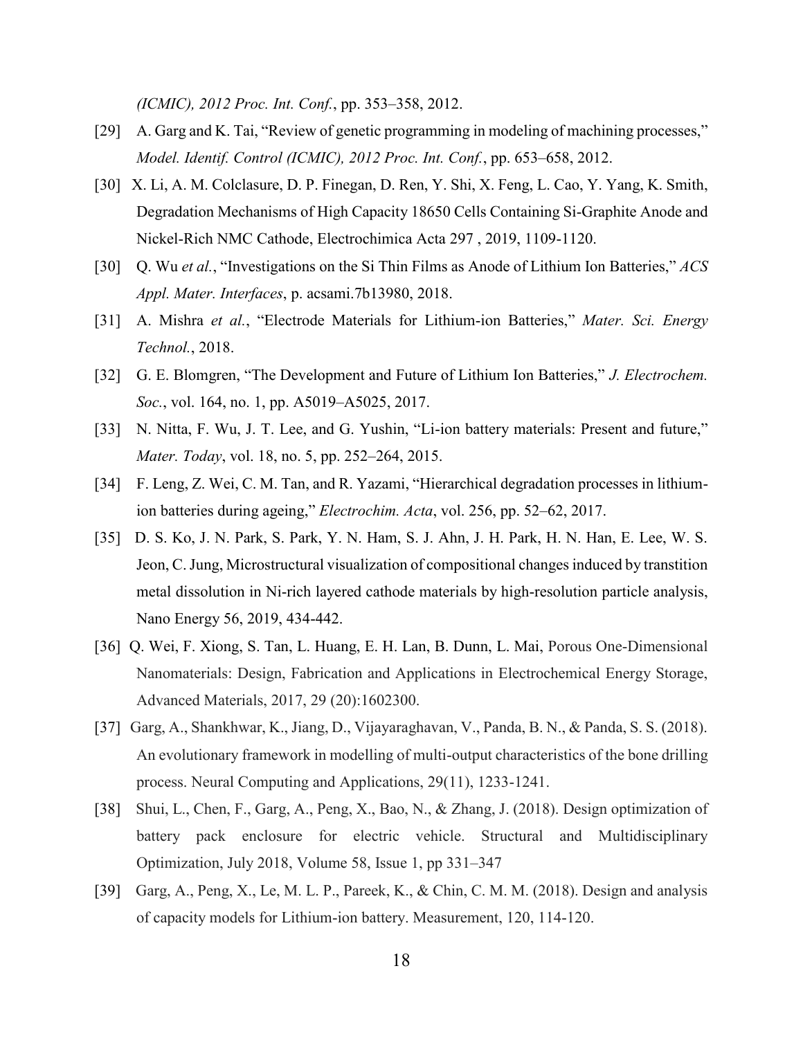*(ICMIC), 2012 Proc. Int. Conf.*, pp. 353–358, 2012.

[29] A. Garg and K. Tai, "Review of genetic programming in modeling of machining processes," *Model. Identif. Control (ICMIC), 2012 Proc. Int. Conf.*, pp. 653–658, 2012.

[30] X. Li, A. M. Colclasure, D. P. Finegan, D. Ren, Y. Shi, X. Feng, L. Cao, Y. Yang, K. Smith, Degradation Mechanisms of High Capacity 18650 Cells Containing Si-Graphite Anode and Nickel-Rich NMC Cathode, Electrochimica Acta 297 , 2019, 1109-1120.

[30] Q. Wu *et al.*, "Investigations on the Si Thin Films as Anode of Lithium Ion Batteries," *ACS Appl. Mater. Interfaces*, p. acsami.7b13980, 2018.

[31] A. Mishra *et al.*, "Electrode Materials for Lithium-ion Batteries," *Mater. Sci. Energy Technol.*, 2018.

[32] G. E. Blomgren, "The Development and Future of Lithium Ion Batteries," *J. Electrochem. Soc.*, vol. 164, no. 1, pp. A5019–A5025, 2017.

[33] N. Nitta, F. Wu, J. T. Lee, and G. Yushin, "Li-ion battery materials: Present and future," *Mater. Today*, vol. 18, no. 5, pp. 252–264, 2015.

[34] F. Leng, Z. Wei, C. M. Tan, and R. Yazami, "Hierarchical degradation processes in lithium-ion batteries during ageing," *Electrochim. Acta*, vol. 256, pp. 52–62, 2017.

[35] D. S. Ko, J. N. Park, S. Park, Y. N. Ham, S. J. Ahn, J. H. Park, H. N. Han, E. Lee, W. S. Jeon, C. Jung, Microstructural visualization of compositional changes induced by transtition metal dissolution in Ni-rich layered cathode materials by high-resolution particle analysis, Nano Energy 56, 2019, 434-442.

[36] Q. Wei, F. Xiong, S. Tan, L. Huang, E. H. Lan, B. Dunn, L. Mai, Porous One-Dimensional Nanomaterials: Design, Fabrication and Applications in Electrochemical Energy Storage, Advanced Materials, 2017, 29 (20):1602300.

[37] Garg, A., Shankhwar, K., Jiang, D., Vijayaraghavan, V., Panda, B. N., & Panda, S. S. (2018). An evolutionary framework in modelling of multi-output characteristics of the bone drilling process. Neural Computing and Applications, 29(11), 1233-1241.

[38] Shui, L., Chen, F., Garg, A., Peng, X., Bao, N., & Zhang, J. (2018). Design optimization of battery pack enclosure for electric vehicle. Structural and Multidisciplinary Optimization, July 2018, Volume 58, Issue 1, pp 331–347

[39] Garg, A., Peng, X., Le, M. L. P., Pareek, K., & Chin, C. M. M. (2018). Design and analysis of capacity models for Lithium-ion battery. Measurement, 120, 114-120.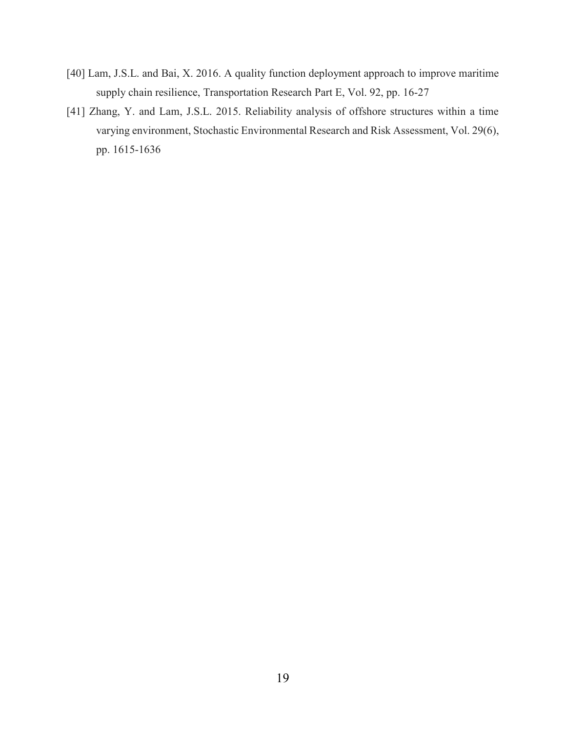[40] Lam, J.S.L. and Bai, X. 2016. A quality function deployment approach to improve maritime supply chain resilience, Transportation Research Part E, Vol. 92, pp. 16-27

[41] Zhang, Y. and Lam, J.S.L. 2015. Reliability analysis of offshore structures within a time varying environment, Stochastic Environmental Research and Risk Assessment, Vol. 29(6), pp. 1615-1636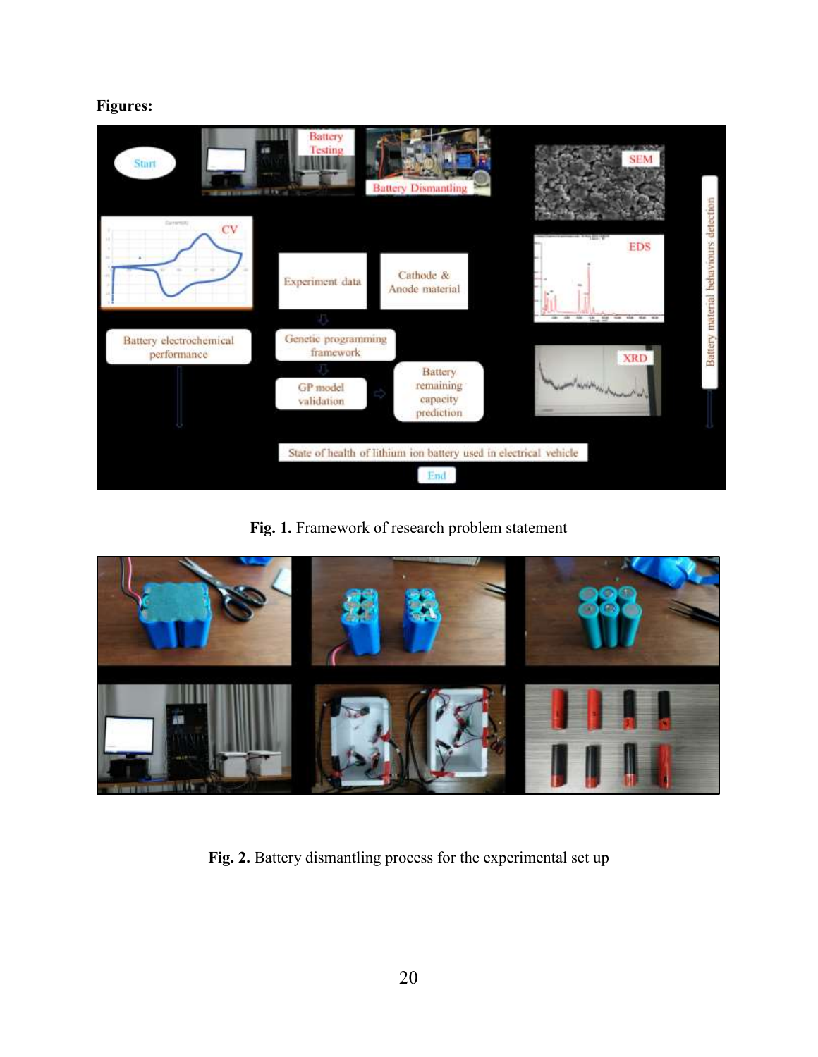**Figures:**

**Fig. 1.** Framework of research problem statement

**Fig. 2.** Battery dismantling process for the experimental set up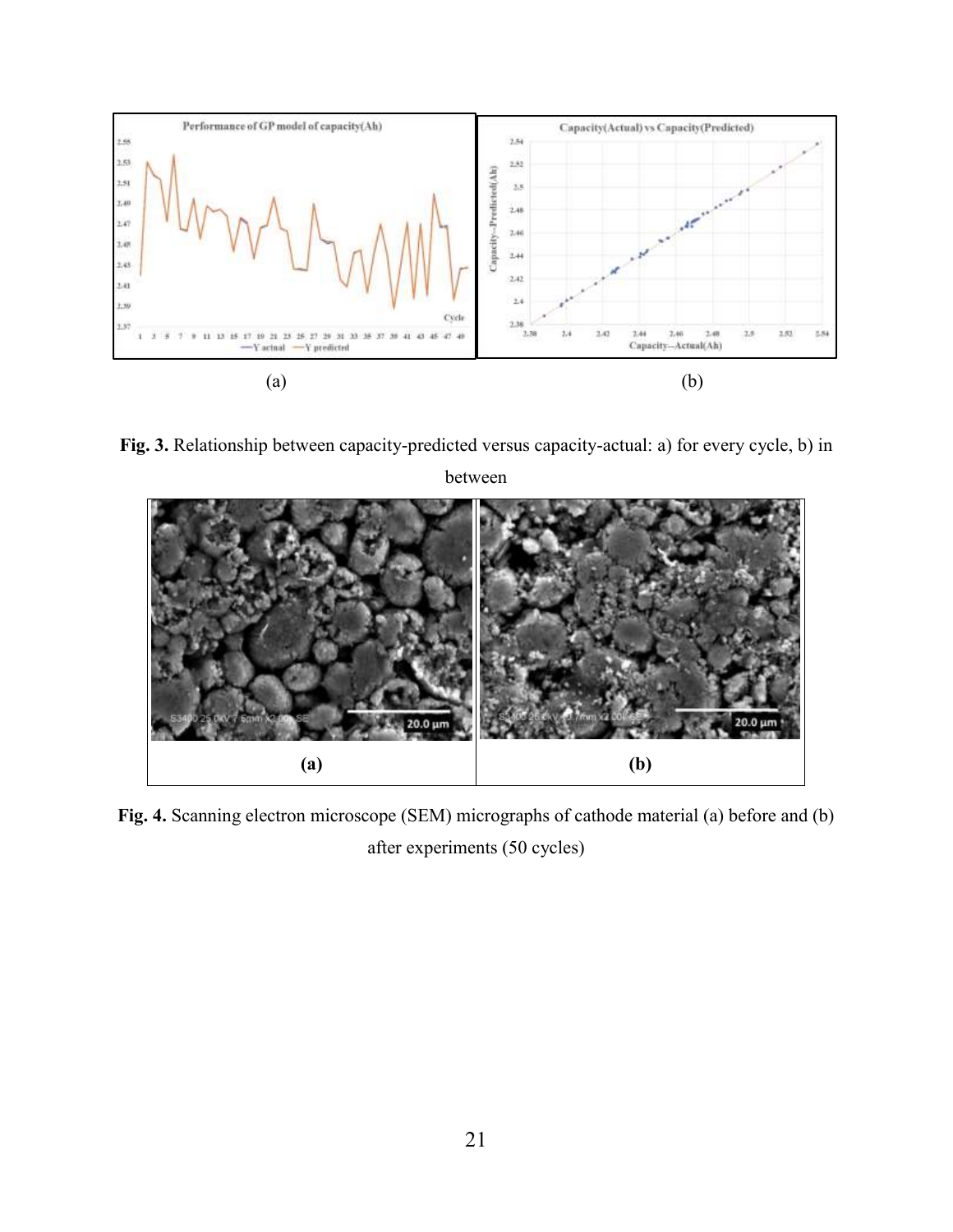(a) (b)

**Fig. 3.** Relationship between capacity-predicted versus capacity-actual: a) for every cycle, b) in between

**(a)** **(b)**

**Fig. 4.** Scanning electron microscope (SEM) micrographs of cathode material (a) before and (b) after experiments (50 cycles)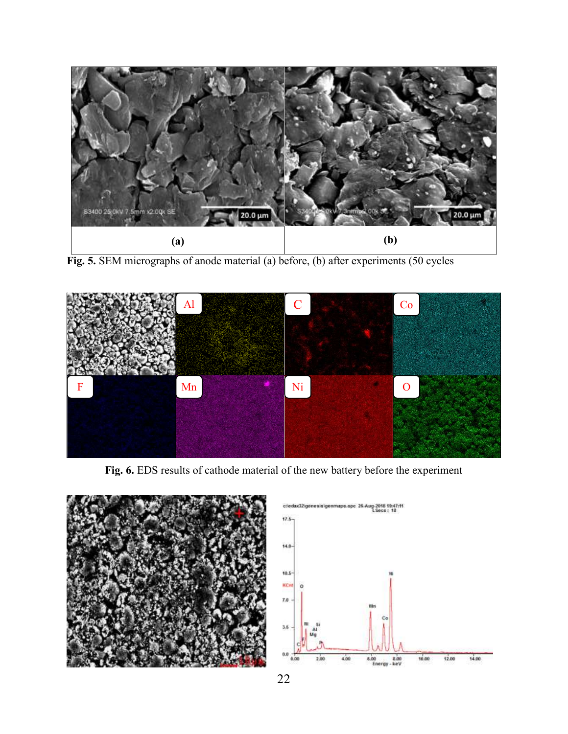**Fig. 5.** SEM micrographs of anode material (a) before, (b) after experiments (50 cycles

**Fig. 6.** EDS results of cathode material of the new battery before the experiment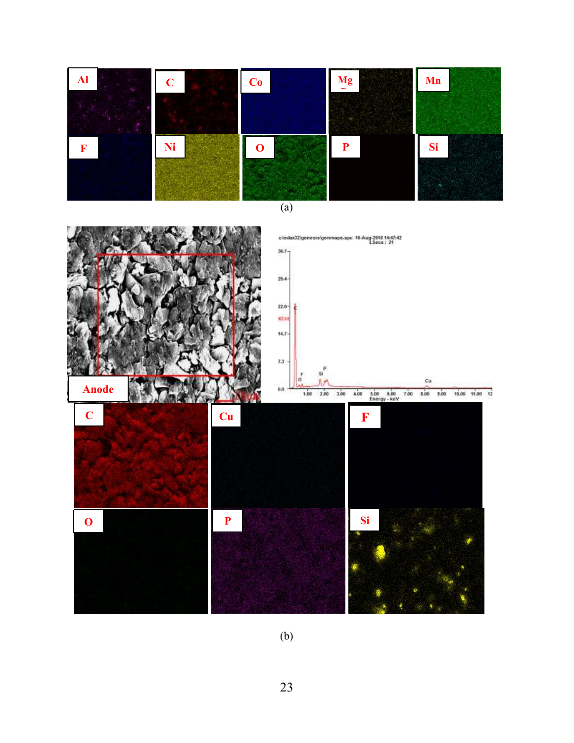(a)

(b)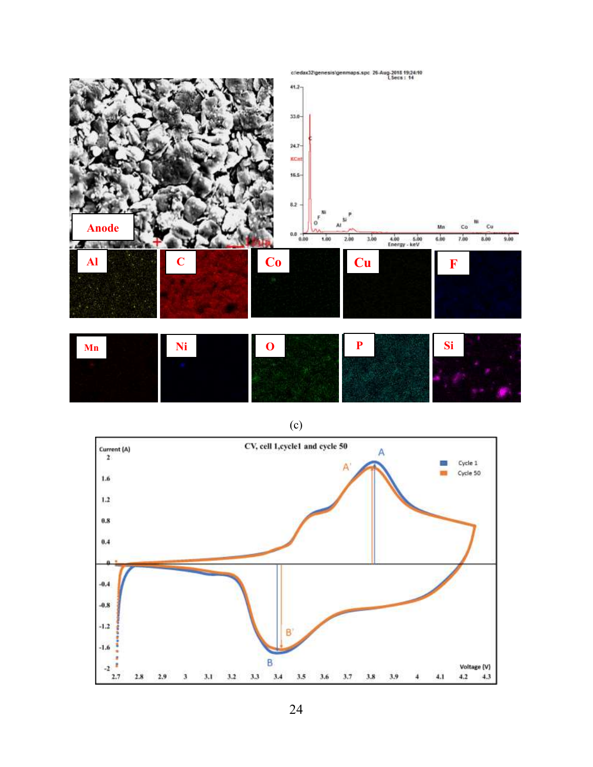(c)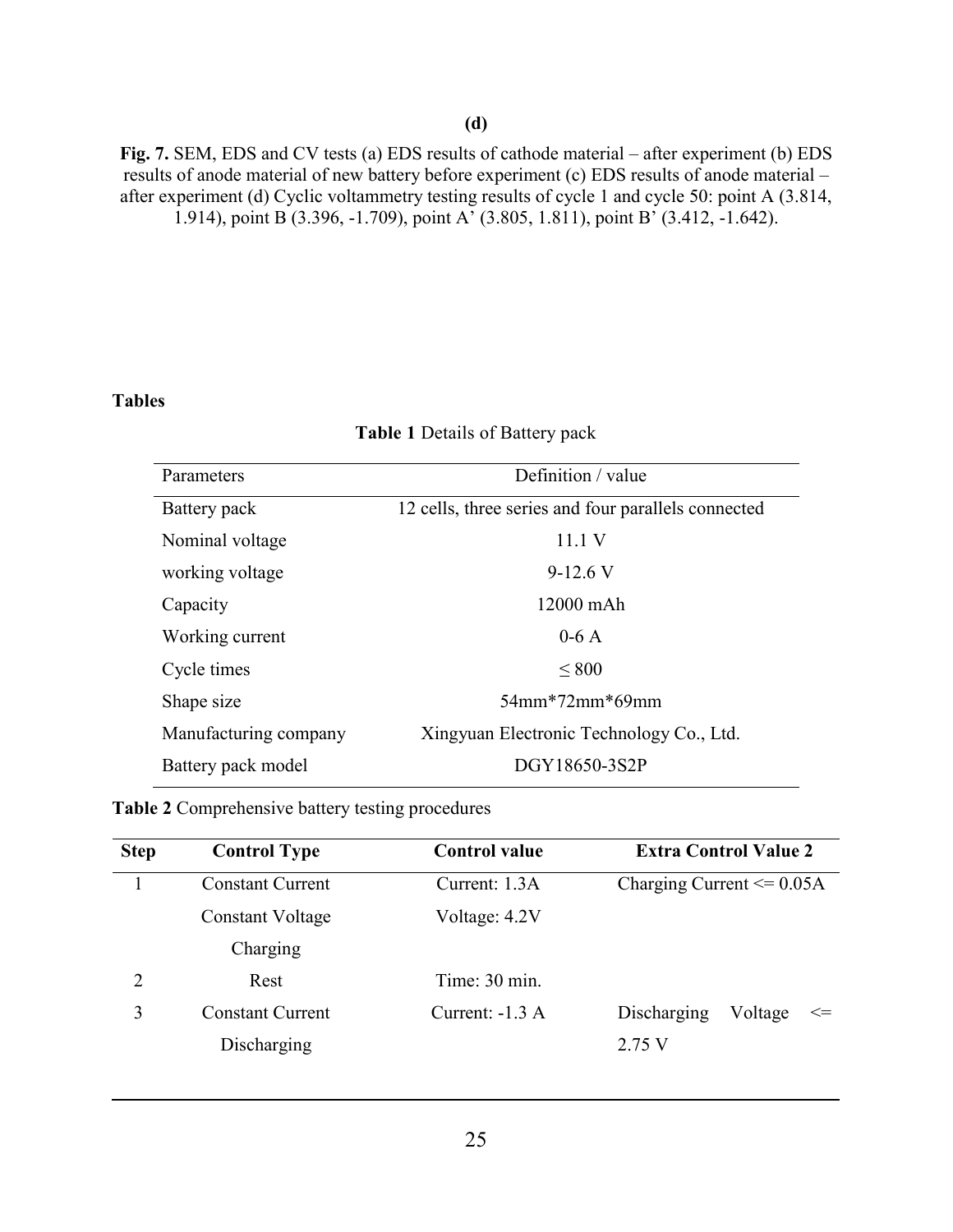**(d)**

**Fig. 7.** SEM, EDS and CV tests (a) EDS results of cathode material – after experiment (b) EDS results of anode material of new battery before experiment (c) EDS results of anode material – after experiment (d) Cyclic voltammetry testing results of cycle 1 and cycle 50: point A (3.814, 1.914), point B (3.396, -1.709), point A' (3.805, 1.811), point B' (3.412, -1.642).

## Tables

**Table 1** Details of Battery pack

| Parameters | Definition / value |
|---|---|
| Battery pack | 12 cells, three series and four parallels connected |
| Nominal voltage | 11.1 V |
| working voltage | 9-12.6 V |
| Capacity | 12000 mAh |
| Working current | 0-6 A |
| Cycle times | ≤ 800 |
| Shape size | 54mm*72mm*69mm |
| Manufacturing company | Xingyuan Electronic Technology Co., Ltd. |
| Battery pack model | DGY18650-3S2P |

**Table 2** Comprehensive battery testing procedures

| **Step** | **Control Type** | **Control value** | **Extra Control Value 2** |
|---|---|---|---|
| 1 | Constant Current Constant Voltage Charging | Current: 1.3A Voltage: 4.2V | Charging Current <= 0.05A |
| 2 | Rest | Time: 30 min. | |
| 3 | Constant Current Discharging | Current: -1.3 A | Discharging Voltage <= 2.75 V |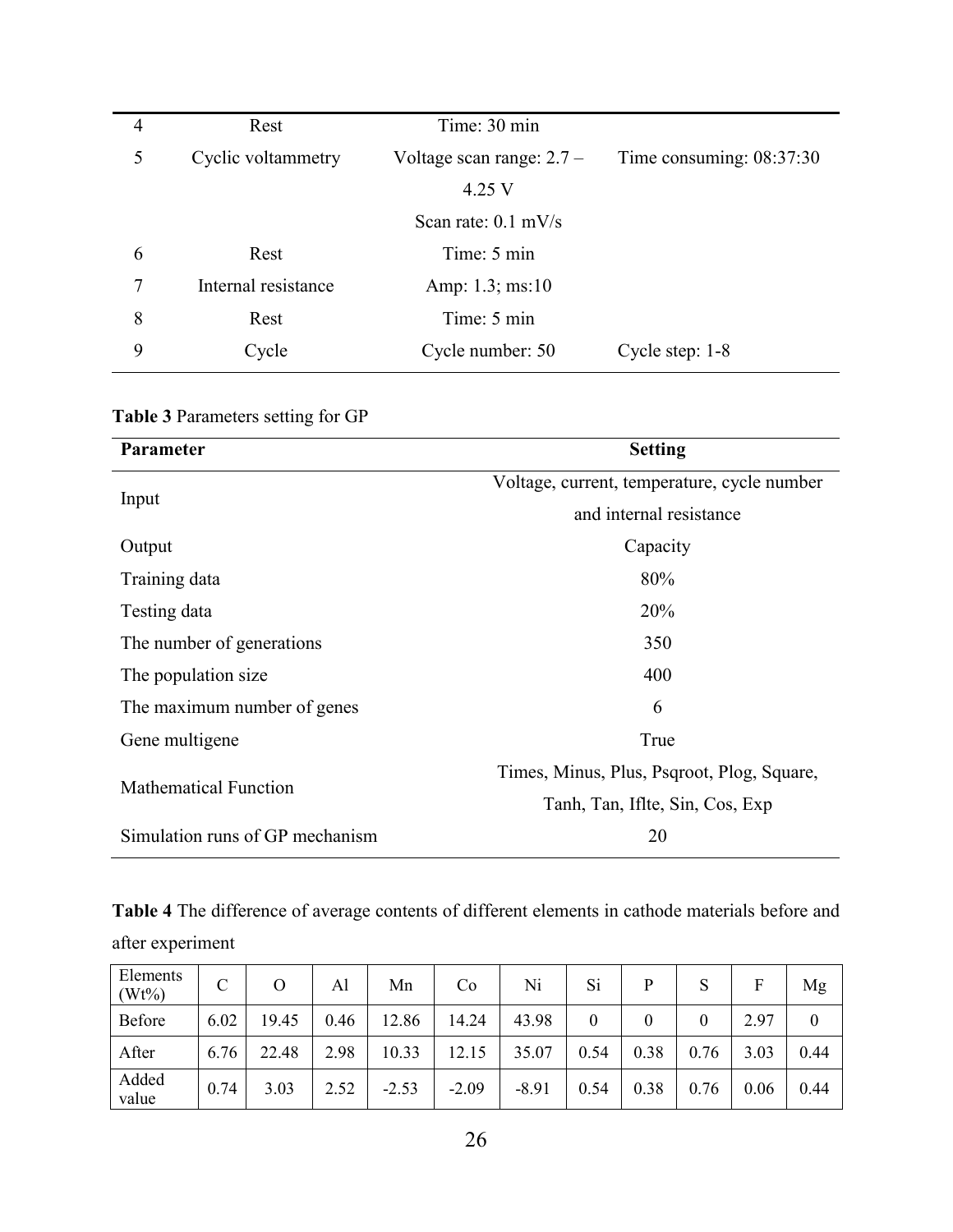| 4 | Rest | Time: 30 min | |
|---|---|---|---|
| 5 | Cyclic voltammetry | Voltage scan range: 2.7 – 4.25 V<br>Scan rate: 0.1 mV/s | Time consuming: 08:37:30 |
| 6 | Rest | Time: 5 min | |
| 7 | Internal resistance | Amp: 1.3; ms:10 | |
| 8 | Rest | Time: 5 min | |
| 9 | Cycle | Cycle number: 50 | Cycle step: 1-8 |

**Table 3** Parameters setting for GP

| Parameter | Setting |
|---|---|
| Input | Voltage, current, temperature, cycle number and internal resistance |
| Output | Capacity |
| Training data | 80% |
| Testing data | 20% |
| The number of generations | 350 |
| The population size | 400 |
| The maximum number of genes | 6 |
| Gene multigene | True |
| Mathematical Function | Times, Minus, Plus, Psqroot, Plog, Square, Tanh, Tan, Iflte, Sin, Cos, Exp |
| Simulation runs of GP mechanism | 20 |

**Table 4** The difference of average contents of different elements in cathode materials before and after experiment

| Elements (Wt%) | C | O | Al | Mn | Co | Ni | Si | P | S | F | Mg |
|---|---|---|---|---|---|---|---|---|---|---|---|
| Before | 6.02 | 19.45 | 0.46 | 12.86 | 14.24 | 43.98 | 0 | 0 | 0 | 2.97 | 0 |
| After | 6.76 | 22.48 | 2.98 | 10.33 | 12.15 | 35.07 | 0.54 | 0.38 | 0.76 | 3.03 | 0.44 |
| Added value | 0.74 | 3.03 | 2.52 | -2.53 | -2.09 | -8.91 | 0.54 | 0.38 | 0.76 | 0.06 | 0.44 |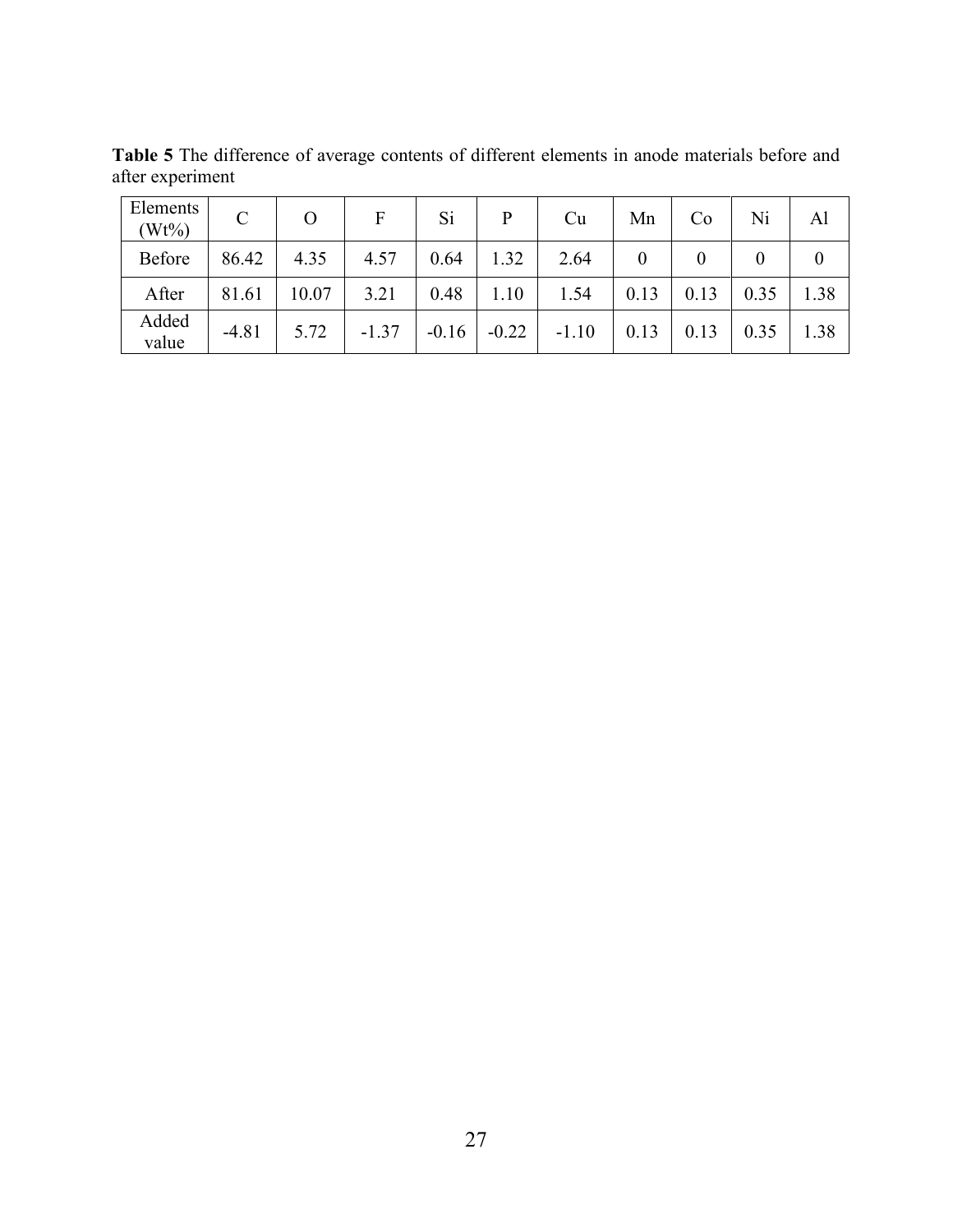**Table 5** The difference of average contents of different elements in anode materials before and after experiment

| Elements (Wt%) | C | O | F | Si | P | Cu | Mn | Co | Ni | Al |
|---|---|---|---|---|---|---|---|---|---|---|
| Before | 86.42 | 4.35 | 4.57 | 0.64 | 1.32 | 2.64 | 0 | 0 | 0 | 0 |
| After | 81.61 | 10.07 | 3.21 | 0.48 | 1.10 | 1.54 | 0.13 | 0.13 | 0.35 | 1.38 |
| Added value | -4.81 | 5.72 | -1.37 | -0.16 | -0.22 | -1.10 | 0.13 | 0.13 | 0.35 | 1.38 |